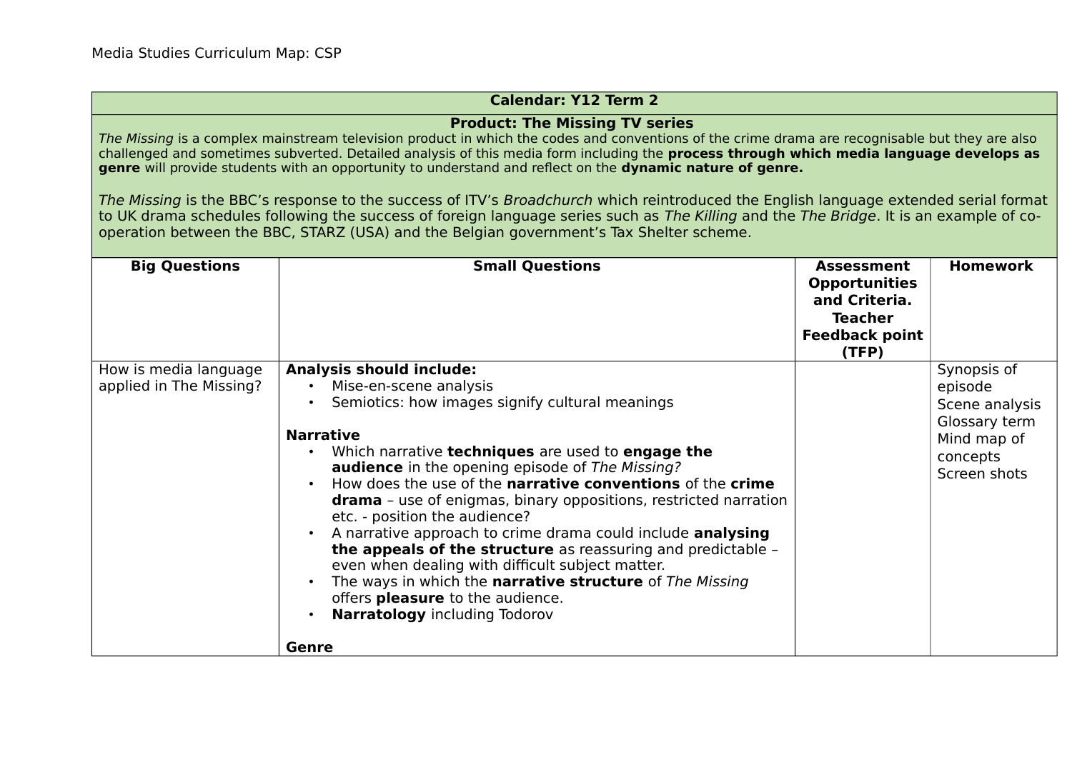Media Studies Curriculum Map: CSP

| Calendar: Y12 Term 2 | | | |
|---|---|---|---|
| **Product: The Missing TV series**<br>*The Missing* is a complex mainstream television product in which the codes and conventions of the crime drama are recognisable but they are also challenged and sometimes subverted. Detailed analysis of this media form including the **process through which media language develops as genre** will provide students with an opportunity to understand and reflect on the **dynamic nature of genre.**<br><br>*The Missing* is the BBC's response to the success of ITV's *Broadchurch* which reintroduced the English language extended serial format to UK drama schedules following the success of foreign language series such as *The Killing* and the *The Bridge*. It is an example of co-operation between the BBC, STARZ (USA) and the Belgian government's Tax Shelter scheme. | | | |
| **Big Questions** | **Small Questions** | **Assessment Opportunities and Criteria. Teacher Feedback point (TFP)** | **Homework** |
| How is media language applied in The Missing? | **Analysis should include:**<br>• Mise-en-scene analysis<br>• Semiotics: how images signify cultural meanings<br><br>**Narrative**<br>• Which narrative **techniques** are used to **engage the audience** in the opening episode of *The Missing?*<br>• How does the use of the **narrative conventions** of the **crime drama** – use of enigmas, binary oppositions, restricted narration etc. - position the audience?<br>• A narrative approach to crime drama could include **analysing the appeals of the structure** as reassuring and predictable – even when dealing with difficult subject matter.<br>• The ways in which the **narrative structure** of *The Missing* offers **pleasure** to the audience.<br>• **Narratology** including Todorov<br><br>**Genre** | | Synopsis of episode<br>Scene analysis<br>Glossary term<br>Mind map of concepts<br>Screen shots |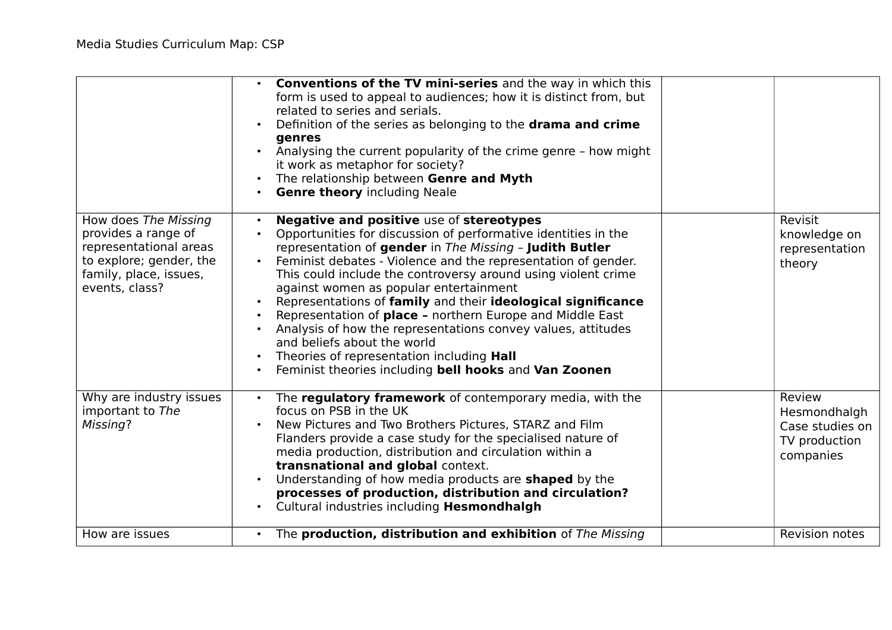| | | | |
|---|---|---|---|
| | • **Conventions of the TV mini-series** and the way in which this form is used to appeal to audiences; how it is distinct from, but related to series and serials.<br>• Definition of the series as belonging to the **drama and crime genres**<br>• Analysing the current popularity of the crime genre – how might it work as metaphor for society?<br>• The relationship between **Genre and Myth**<br>• **Genre theory** including Neale | | |
| How does *The Missing* provides a range of representational areas to explore; gender, the family, place, issues, events, class? | • **Negative and positive** use of **stereotypes**<br>• Opportunities for discussion of performative identities in the representation of **gender** in *The Missing* – **Judith Butler**<br>• Feminist debates - Violence and the representation of gender. This could include the controversy around using violent crime against women as popular entertainment<br>• Representations of **family** and their **ideological significance**<br>• Representation of **place –** northern Europe and Middle East<br>• Analysis of how the representations convey values, attitudes and beliefs about the world<br>• Theories of representation including **Hall**<br>• Feminist theories including **bell hooks** and **Van Zoonen** | | Revisit knowledge on representation theory |
| Why are industry issues important to *The Missing*? | • The **regulatory framework** of contemporary media, with the focus on PSB in the UK<br>• New Pictures and Two Brothers Pictures, STARZ and Film Flanders provide a case study for the specialised nature of media production, distribution and circulation within a **transnational and global** context.<br>• Understanding of how media products are **shaped** by the **processes of production, distribution and circulation?**<br>• Cultural industries including **Hesmondhalgh** | | Review Hesmondhalgh Case studies on TV production companies |
| How are issues | • The **production, distribution and exhibition** of *The Missing* | | Revision notes |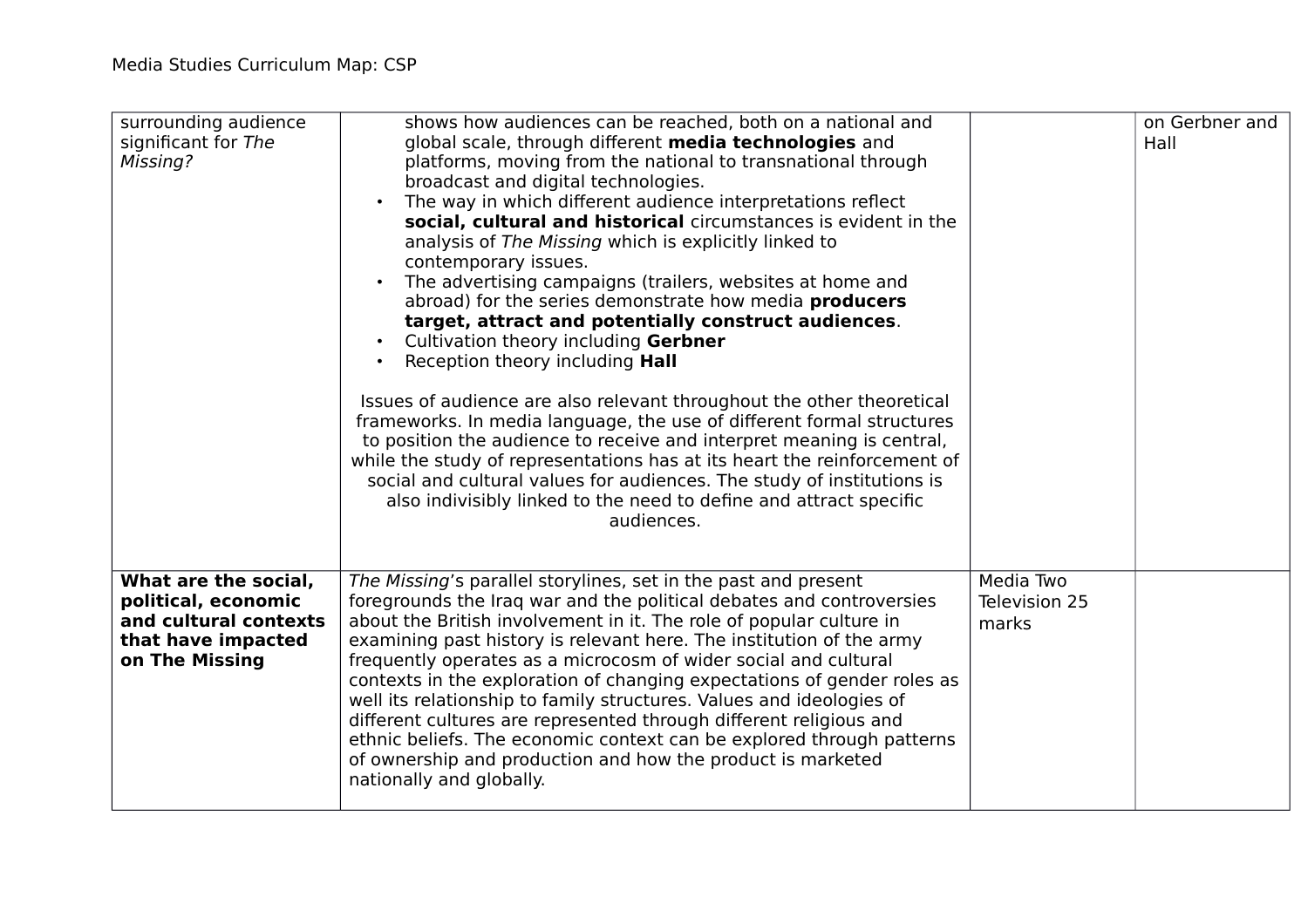| | | | |
|---|---|---|---|
| surrounding audience significant for *The Missing?* | shows how audiences can be reached, both on a national and global scale, through different **media technologies** and platforms, moving from the national to transnational through broadcast and digital technologies.<br>• The way in which different audience interpretations reflect **social, cultural and historical** circumstances is evident in the analysis of *The Missing* which is explicitly linked to contemporary issues.<br>• The advertising campaigns (trailers, websites at home and abroad) for the series demonstrate how media **producers target, attract and potentially construct audiences**.<br>• Cultivation theory including **Gerbner**<br>• Reception theory including **Hall**<br><br>Issues of audience are also relevant throughout the other theoretical frameworks. In media language, the use of different formal structures to position the audience to receive and interpret meaning is central, while the study of representations has at its heart the reinforcement of social and cultural values for audiences. The study of institutions is also indivisibly linked to the need to define and attract specific audiences. | | on Gerbner and Hall |
| **What are the social, political, economic and cultural contexts that have impacted on The Missing** | *The Missing*'s parallel storylines, set in the past and present foregrounds the Iraq war and the political debates and controversies about the British involvement in it. The role of popular culture in examining past history is relevant here. The institution of the army frequently operates as a microcosm of wider social and cultural contexts in the exploration of changing expectations of gender roles as well its relationship to family structures. Values and ideologies of different cultures are represented through different religious and ethnic beliefs. The economic context can be explored through patterns of ownership and production and how the product is marketed nationally and globally. | Media Two Television 25 marks | |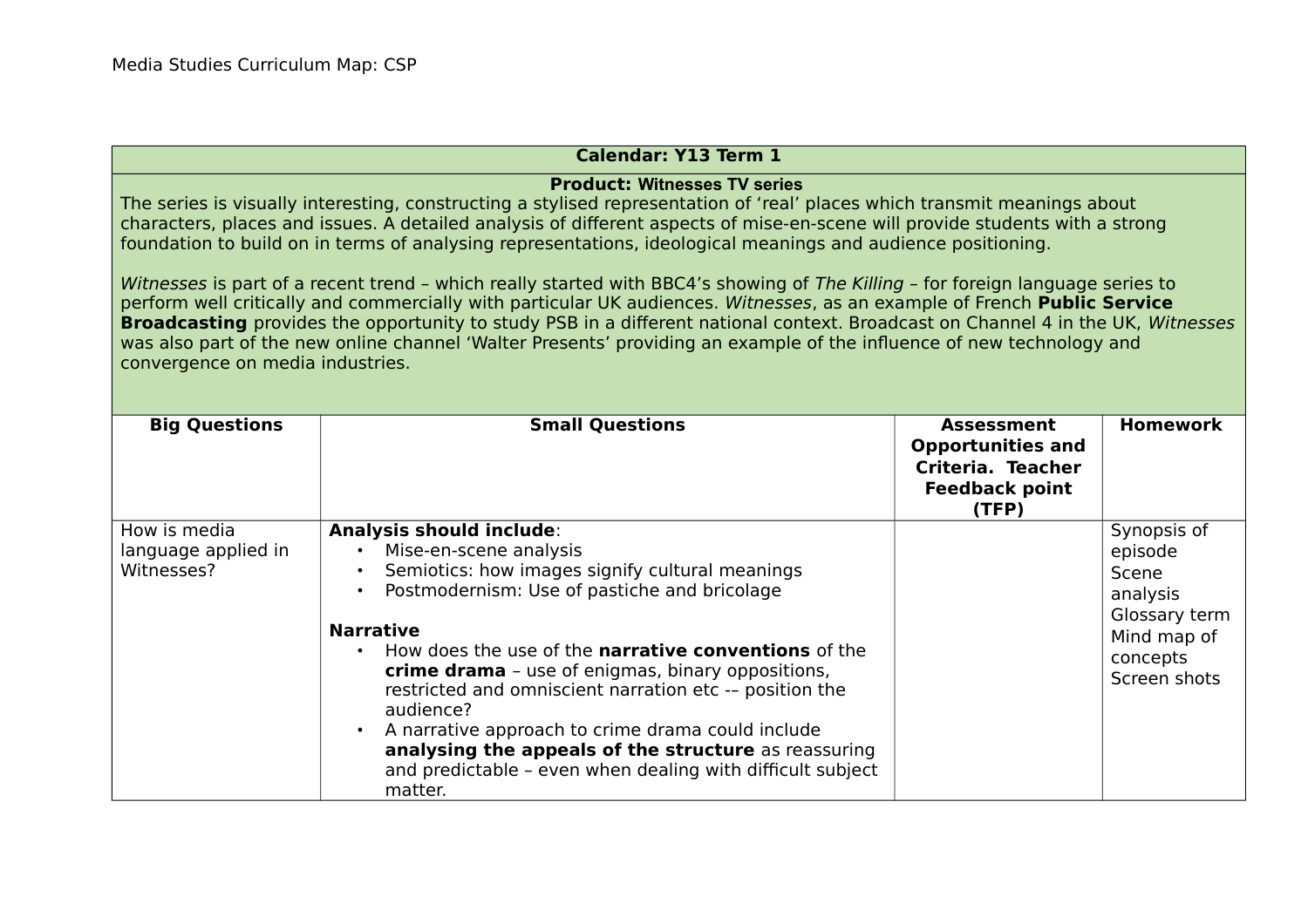Media Studies Curriculum Map: CSP

| Calendar: Y13 Term 1 | | | |
|---|---|---|---|
| **Product: Witnesses TV series**<br>The series is visually interesting, constructing a stylised representation of 'real' places which transmit meanings about characters, places and issues. A detailed analysis of different aspects of mise-en-scene will provide students with a strong foundation to build on in terms of analysing representations, ideological meanings and audience positioning.<br><br>*Witnesses* is part of a recent trend – which really started with BBC4's showing of *The Killing* – for foreign language series to perform well critically and commercially with particular UK audiences. *Witnesses*, as an example of French **Public Service Broadcasting** provides the opportunity to study PSB in a different national context. Broadcast on Channel 4 in the UK, *Witnesses* was also part of the new online channel 'Walter Presents' providing an example of the influence of new technology and convergence on media industries. | | | |
| **Big Questions** | **Small Questions** | **Assessment Opportunities and Criteria. Teacher Feedback point (TFP)** | **Homework** |
| How is media language applied in Witnesses? | **Analysis should include**:<br>• Mise-en-scene analysis<br>• Semiotics: how images signify cultural meanings<br>• Postmodernism: Use of pastiche and bricolage<br><br>**Narrative**<br>• How does the use of the **narrative conventions** of the **crime drama** – use of enigmas, binary oppositions, restricted and omniscient narration etc -– position the audience?<br>• A narrative approach to crime drama could include **analysing the appeals of the structure** as reassuring and predictable – even when dealing with difficult subject matter. | | Synopsis of episode<br>Scene analysis<br>Glossary term<br>Mind map of concepts<br>Screen shots |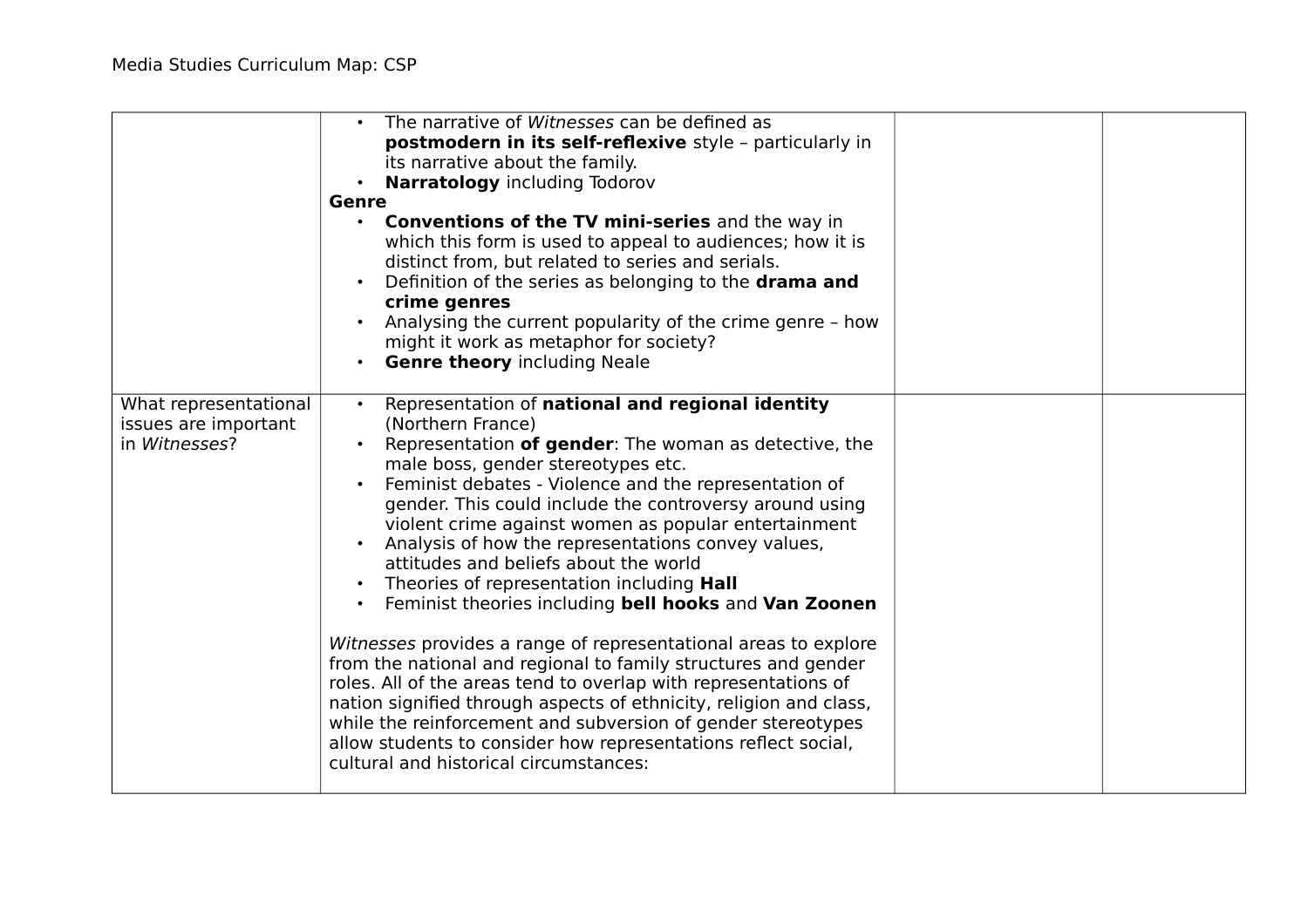| | | | |
|---|---|---|---|
| | • The narrative of *Witnesses* can be defined as **postmodern in its self-reflexive** style – particularly in its narrative about the family.<br>• **Narratology** including Todorov<br>**Genre**<br>• **Conventions of the TV mini-series** and the way in which this form is used to appeal to audiences; how it is distinct from, but related to series and serials.<br>• Definition of the series as belonging to the **drama and crime genres**<br>• Analysing the current popularity of the crime genre – how might it work as metaphor for society?<br>• **Genre theory** including Neale | | |
| What representational issues are important in *Witnesses*? | • Representation of **national and regional identity** (Northern France)<br>• Representation **of gender**: The woman as detective, the male boss, gender stereotypes etc.<br>• Feminist debates - Violence and the representation of gender. This could include the controversy around using violent crime against women as popular entertainment<br>• Analysis of how the representations convey values, attitudes and beliefs about the world<br>• Theories of representation including **Hall**<br>• Feminist theories including **bell hooks** and **Van Zoonen**<br><br>*Witnesses* provides a range of representational areas to explore from the national and regional to family structures and gender roles. All of the areas tend to overlap with representations of nation signified through aspects of ethnicity, religion and class, while the reinforcement and subversion of gender stereotypes allow students to consider how representations reflect social, cultural and historical circumstances: | | |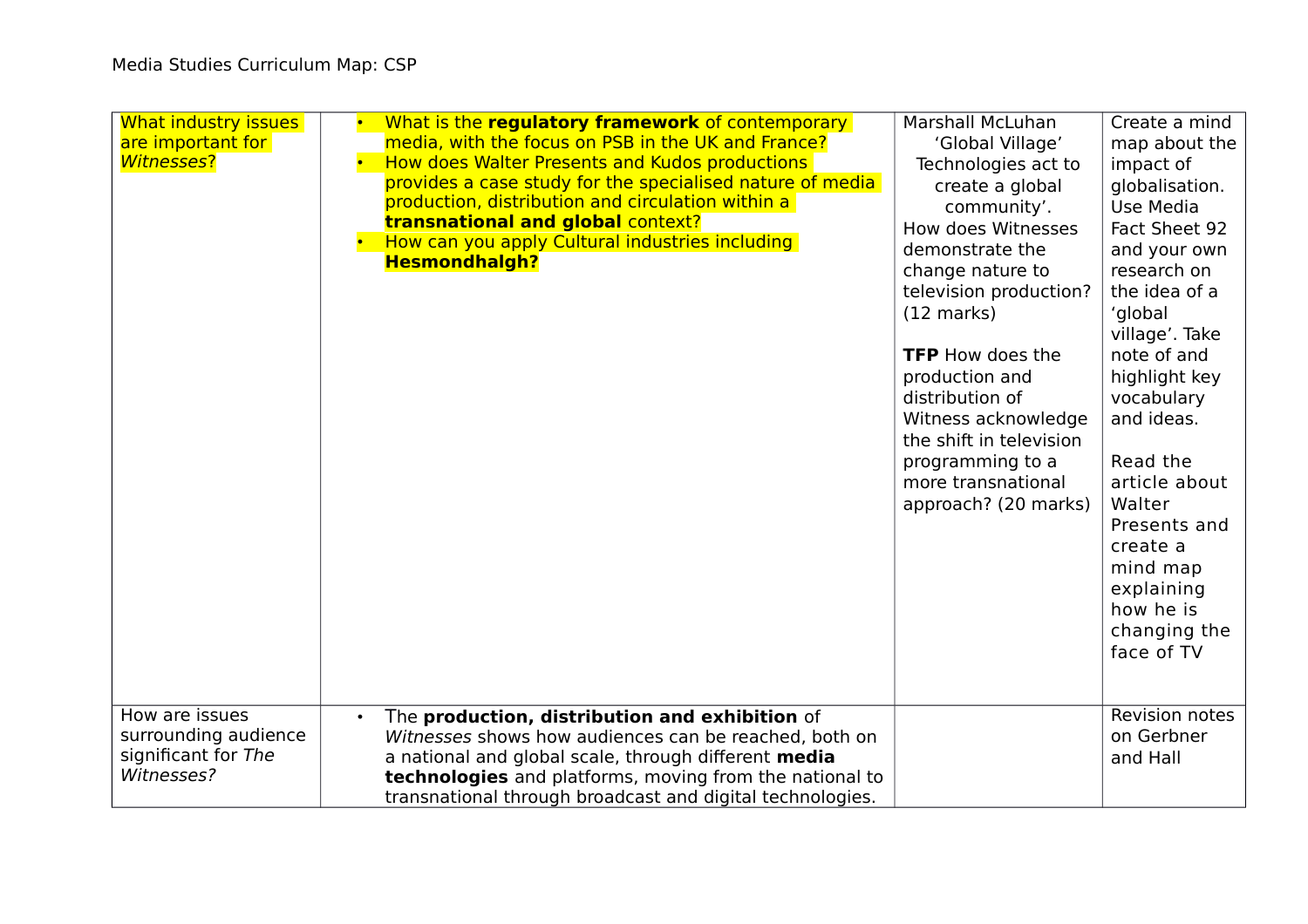| What industry issues are important for *Witnesses*? | • What is the **regulatory framework** of contemporary media, with the focus on PSB in the UK and France?<br>• How does Walter Presents and Kudos productions provides a case study for the specialised nature of media production, distribution and circulation within a **transnational and global** context?<br>• How can you apply Cultural industries including **Hesmondhalgh?** | Marshall McLuhan 'Global Village' Technologies act to create a global community'.<br>How does Witnesses demonstrate the change nature to television production? (12 marks)<br><br>**TFP** How does the production and distribution of Witness acknowledge the shift in television programming to a more transnational approach? (20 marks) | Create a mind map about the impact of globalisation. Use Media Fact Sheet 92 and your own research on the idea of a 'global village'. Take note of and highlight key vocabulary and ideas.<br><br>Read the article about Walter Presents and create a mind map explaining how he is changing the face of TV |
|---|---|---|---|
| How are issues surrounding audience significant for *The Witnesses?* | • The **production, distribution and exhibition** of *Witnesses* shows how audiences can be reached, both on a national and global scale, through different **media technologies** and platforms, moving from the national to transnational through broadcast and digital technologies. | | Revision notes on Gerbner and Hall |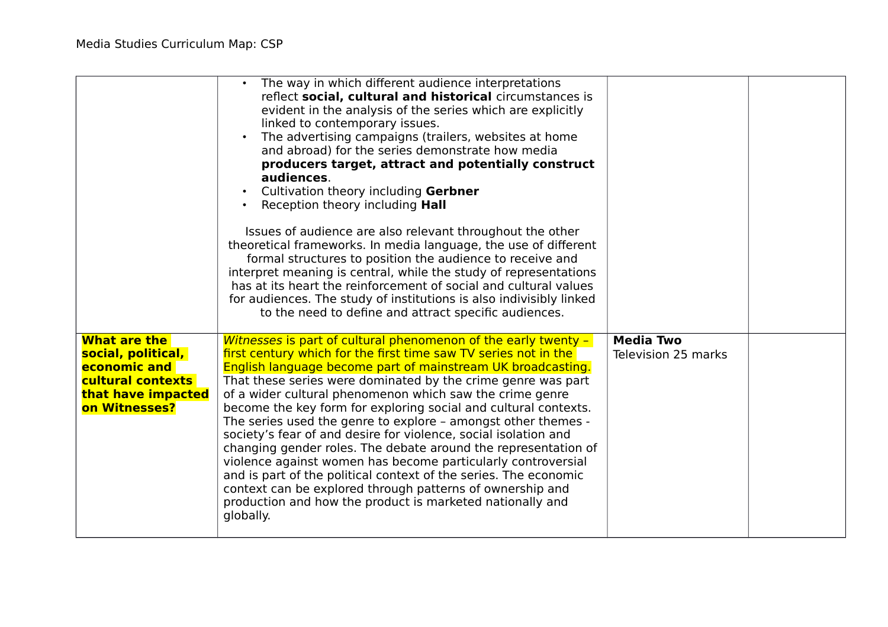| | | | |
|---|---|---|---|
| | • The way in which different audience interpretations reflect **social, cultural and historical** circumstances is evident in the analysis of the series which are explicitly linked to contemporary issues.<br>• The advertising campaigns (trailers, websites at home and abroad) for the series demonstrate how media **producers target, attract and potentially construct audiences**.<br>• Cultivation theory including **Gerbner**<br>• Reception theory including **Hall**<br><br>Issues of audience are also relevant throughout the other theoretical frameworks. In media language, the use of different formal structures to position the audience to receive and interpret meaning is central, while the study of representations has at its heart the reinforcement of social and cultural values for audiences. The study of institutions is also indivisibly linked to the need to define and attract specific audiences. | | |
| **What are the social, political, economic and cultural contexts that have impacted on Witnesses?** | *Witnesses* is part of cultural phenomenon of the early twenty – first century which for the first time saw TV series not in the English language become part of mainstream UK broadcasting. That these series were dominated by the crime genre was part of a wider cultural phenomenon which saw the crime genre become the key form for exploring social and cultural contexts. The series used the genre to explore – amongst other themes - society's fear of and desire for violence, social isolation and changing gender roles. The debate around the representation of violence against women has become particularly controversial and is part of the political context of the series. The economic context can be explored through patterns of ownership and production and how the product is marketed nationally and globally. | **Media Two**<br>Television 25 marks | |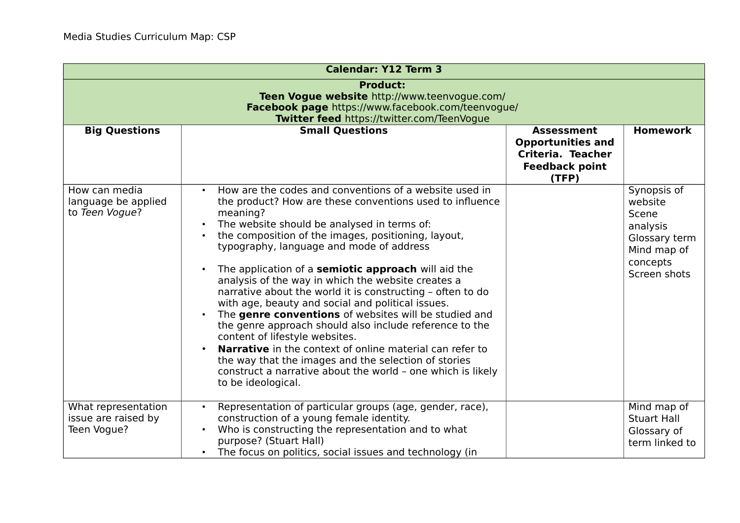Media Studies Curriculum Map: CSP

| Calendar: Y12 Term 3 | | | |
|---|---|---|---|
| **Product:** **Teen Vogue website** http://www.teenvogue.com/ **Facebook page** https://www.facebook.com/teenvogue/ **Twitter feed** https://twitter.com/TeenVogue | | | |
| **Big Questions** | **Small Questions** | **Assessment Opportunities and Criteria. Teacher Feedback point (TFP)** | **Homework** |
| How can media language be applied to *Teen Vogue*? | • How are the codes and conventions of a website used in the product? How are these conventions used to influence meaning?<br>• The website should be analysed in terms of:<br>• the composition of the images, positioning, layout, typography, language and mode of address<br><br>• The application of a **semiotic approach** will aid the analysis of the way in which the website creates a narrative about the world it is constructing – often to do with age, beauty and social and political issues.<br>• The **genre conventions** of websites will be studied and the genre approach should also include reference to the content of lifestyle websites.<br>• **Narrative** in the context of online material can refer to the way that the images and the selection of stories construct a narrative about the world – one which is likely to be ideological. | | Synopsis of website<br>Scene analysis<br>Glossary term<br>Mind map of concepts<br>Screen shots |
| What representation issue are raised by Teen Vogue? | • Representation of particular groups (age, gender, race), construction of a young female identity.<br>• Who is constructing the representation and to what purpose? (Stuart Hall)<br>• The focus on politics, social issues and technology (in | | Mind map of Stuart Hall<br>Glossary of term linked to |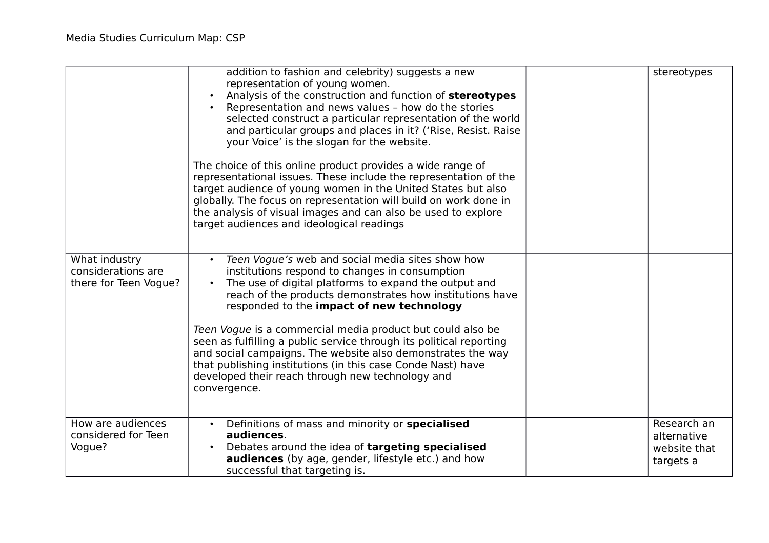| | | | |
|---|---|---|---|
| | addition to fashion and celebrity) suggests a new representation of young women.<br>• Analysis of the construction and function of **stereotypes**<br>• Representation and news values – how do the stories selected construct a particular representation of the world and particular groups and places in it? ('Rise, Resist. Raise your Voice' is the slogan for the website.<br><br>The choice of this online product provides a wide range of representational issues. These include the representation of the target audience of young women in the United States but also globally. The focus on representation will build on work done in the analysis of visual images and can also be used to explore target audiences and ideological readings | | stereotypes |
| What industry considerations are there for Teen Vogue? | • *Teen Vogue's* web and social media sites show how institutions respond to changes in consumption<br>• The use of digital platforms to expand the output and reach of the products demonstrates how institutions have responded to the **impact of new technology**<br><br>*Teen Vogue* is a commercial media product but could also be seen as fulfilling a public service through its political reporting and social campaigns. The website also demonstrates the way that publishing institutions (in this case Conde Nast) have developed their reach through new technology and convergence. | | |
| How are audiences considered for Teen Vogue? | • Definitions of mass and minority or **specialised audiences**.<br>• Debates around the idea of **targeting specialised audiences** (by age, gender, lifestyle etc.) and how successful that targeting is. | | Research an alternative website that targets a |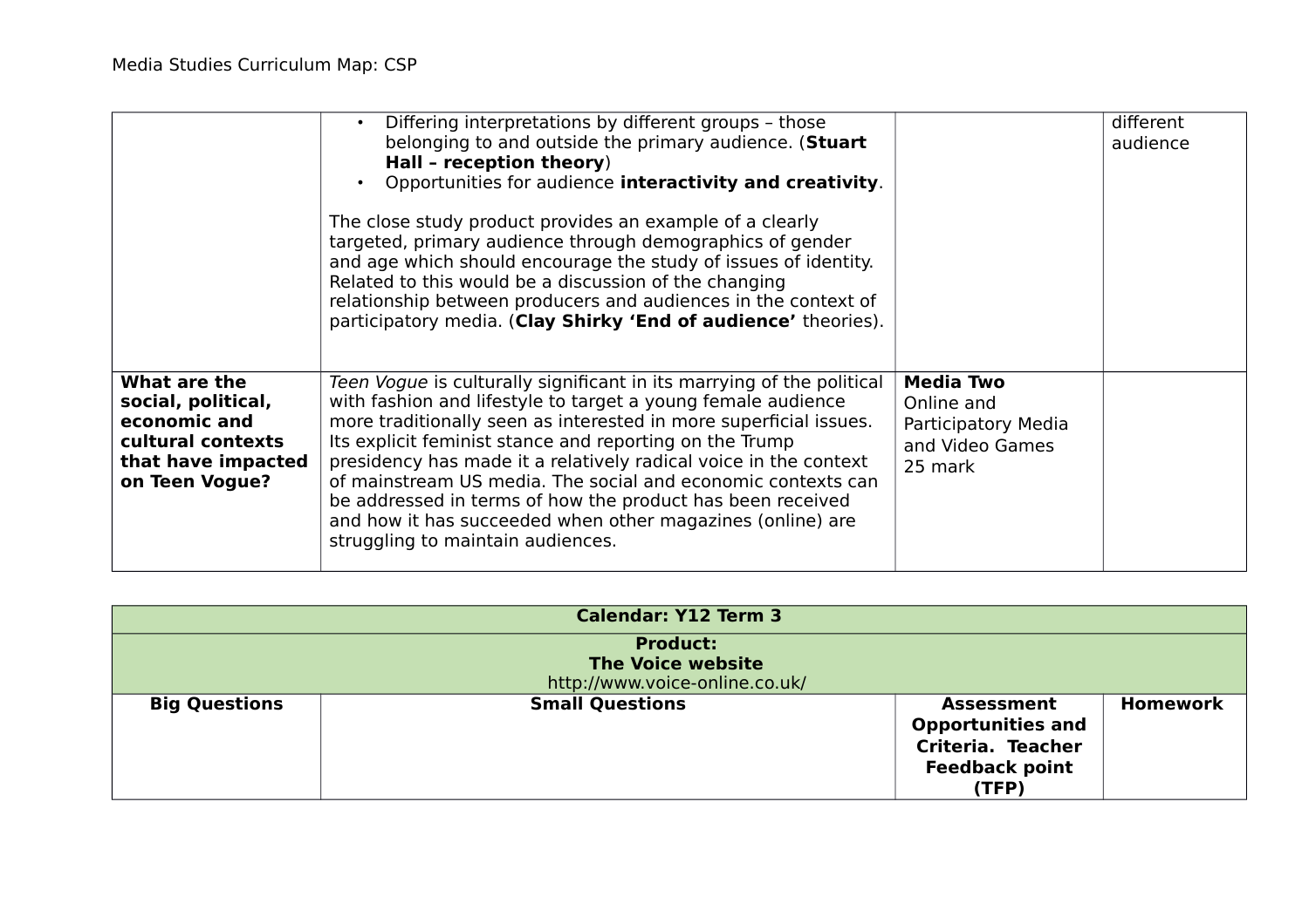| | | | |
|---|---|---|---|
| | • Differing interpretations by different groups – those belonging to and outside the primary audience. (**Stuart Hall – reception theory**)<br>• Opportunities for audience **interactivity and creativity**.<br><br>The close study product provides an example of a clearly targeted, primary audience through demographics of gender and age which should encourage the study of issues of identity. Related to this would be a discussion of the changing relationship between producers and audiences in the context of participatory media. (**Clay Shirky 'End of audience'** theories). | | different audience |
| **What are the social, political, economic and cultural contexts that have impacted on Teen Vogue?** | *Teen Vogue* is culturally significant in its marrying of the political with fashion and lifestyle to target a young female audience more traditionally seen as interested in more superficial issues. Its explicit feminist stance and reporting on the Trump presidency has made it a relatively radical voice in the context of mainstream US media. The social and economic contexts can be addressed in terms of how the product has been received and how it has succeeded when other magazines (online) are struggling to maintain audiences. | **Media Two**<br>Online and Participatory Media and Video Games<br>25 mark | |

| **Calendar: Y12 Term 3** | | | |
|---|---|---|---|
| **Product:**<br>**The Voice website**<br>http://www.voice-online.co.uk/ | | | |
| **Big Questions** | **Small Questions** | **Assessment Opportunities and Criteria. Teacher Feedback point (TFP)** | **Homework** |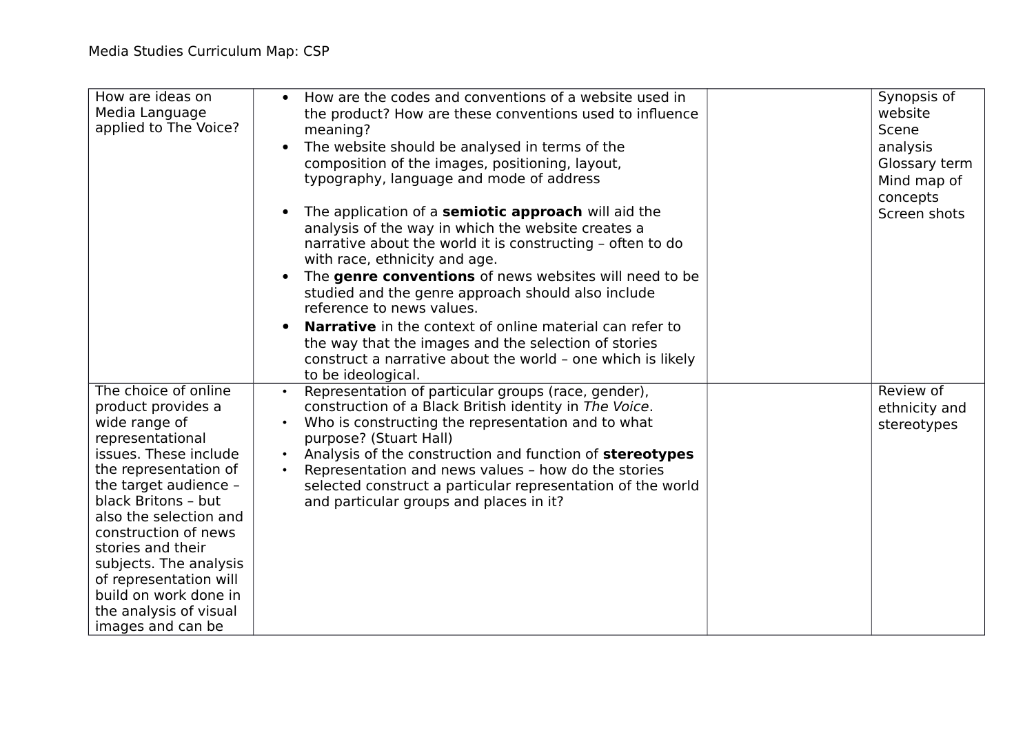| How are ideas on Media Language applied to The Voice? | <ul><li>How are the codes and conventions of a website used in the product? How are these conventions used to influence meaning?</li><li>The website should be analysed in terms of the composition of the images, positioning, layout, typography, language and mode of address</li><li>The application of a **semiotic approach** will aid the analysis of the way in which the website creates a narrative about the world it is constructing – often to do with race, ethnicity and age.</li><li>The **genre conventions** of news websites will need to be studied and the genre approach should also include reference to news values.</li><li>**Narrative** in the context of online material can refer to the way that the images and the selection of stories construct a narrative about the world – one which is likely to be ideological.</li></ul> | | Synopsis of website<br>Scene analysis<br>Glossary term<br>Mind map of concepts<br>Screen shots |
|---|---|---|---|
| The choice of online product provides a wide range of representational issues. These include the representation of the target audience – black Britons – but also the selection and construction of news stories and their subjects. The analysis of representation will build on work done in the analysis of visual images and can be | <ul><li>Representation of particular groups (race, gender), construction of a Black British identity in *The Voice*.</li><li>Who is constructing the representation and to what purpose? (Stuart Hall)</li><li>Analysis of the construction and function of **stereotypes**</li><li>Representation and news values – how do the stories selected construct a particular representation of the world and particular groups and places in it?</li></ul> | | Review of ethnicity and stereotypes |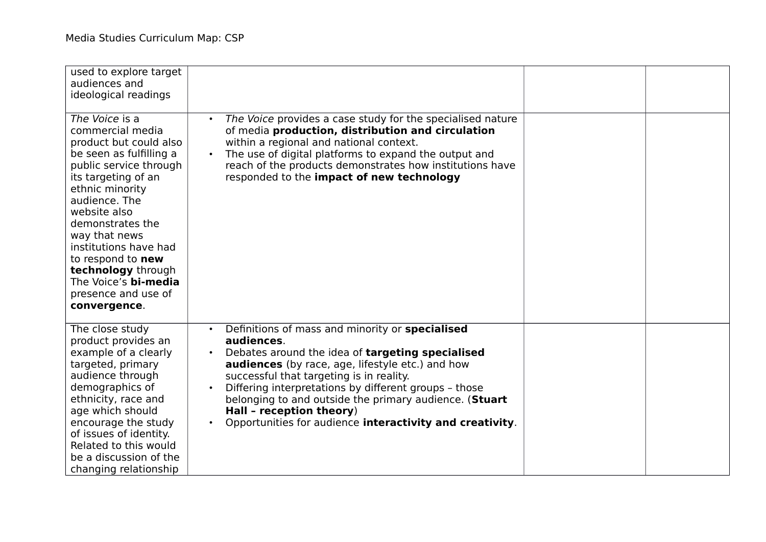| | | | |
|---|---|---|---|
| used to explore target audiences and ideological readings | | | |
| *The Voice* is a commercial media product but could also be seen as fulfilling a public service through its targeting of an ethnic minority audience. The website also demonstrates the way that news institutions have had to respond to **new technology** through The Voice's **bi-media** presence and use of **convergence**. | • *The Voice* provides a case study for the specialised nature of media **production, distribution and circulation** within a regional and national context.<br>• The use of digital platforms to expand the output and reach of the products demonstrates how institutions have responded to the **impact of new technology** | | |
| The close study product provides an example of a clearly targeted, primary audience through demographics of ethnicity, race and age which should encourage the study of issues of identity. Related to this would be a discussion of the changing relationship | • Definitions of mass and minority or **specialised audiences**.<br>• Debates around the idea of **targeting specialised audiences** (by race, age, lifestyle etc.) and how successful that targeting is in reality.<br>• Differing interpretations by different groups – those belonging to and outside the primary audience. (**Stuart Hall – reception theory**)<br>• Opportunities for audience **interactivity and creativity**. | | |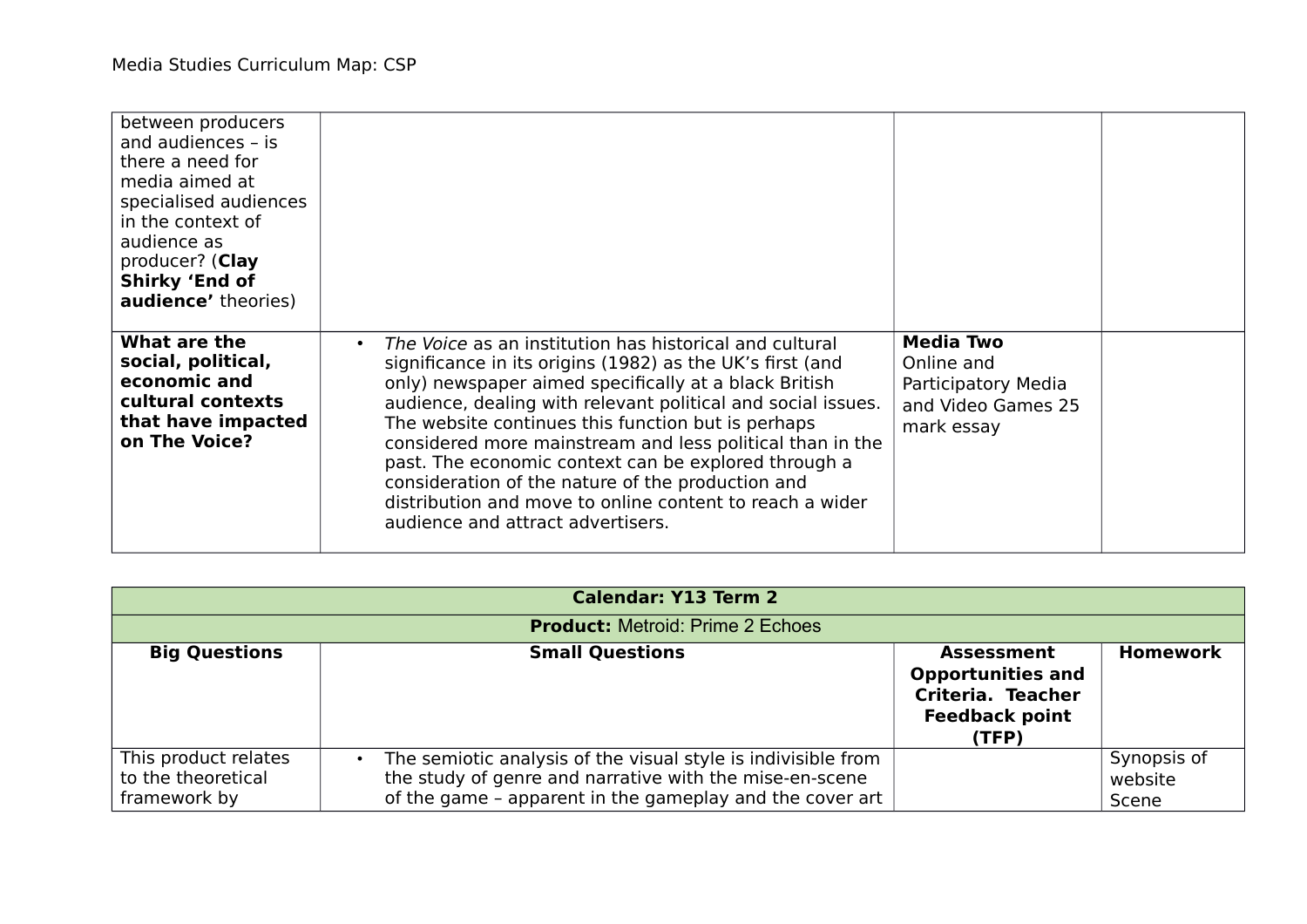| | | | |
|---|---|---|---|
| between producers and audiences – is there a need for media aimed at specialised audiences in the context of audience as producer? (**Clay Shirky 'End of audience'** theories) | | | |
| **What are the social, political, economic and cultural contexts that have impacted on The Voice?** | • *The Voice* as an institution has historical and cultural significance in its origins (1982) as the UK's first (and only) newspaper aimed specifically at a black British audience, dealing with relevant political and social issues. The website continues this function but is perhaps considered more mainstream and less political than in the past. The economic context can be explored through a consideration of the nature of the production and distribution and move to online content to reach a wider audience and attract advertisers. | **Media Two** Online and Participatory Media and Video Games 25 mark essay | |

| **Calendar: Y13 Term 2** | | | |
|---|---|---|---|
| **Product:** Metroid: Prime 2 Echoes | | | |
| **Big Questions** | **Small Questions** | **Assessment Opportunities and Criteria. Teacher Feedback point (TFP)** | **Homework** |
| This product relates to the theoretical framework by | • The semiotic analysis of the visual style is indivisible from the study of genre and narrative with the mise-en-scene of the game – apparent in the gameplay and the cover art | | Synopsis of website Scene |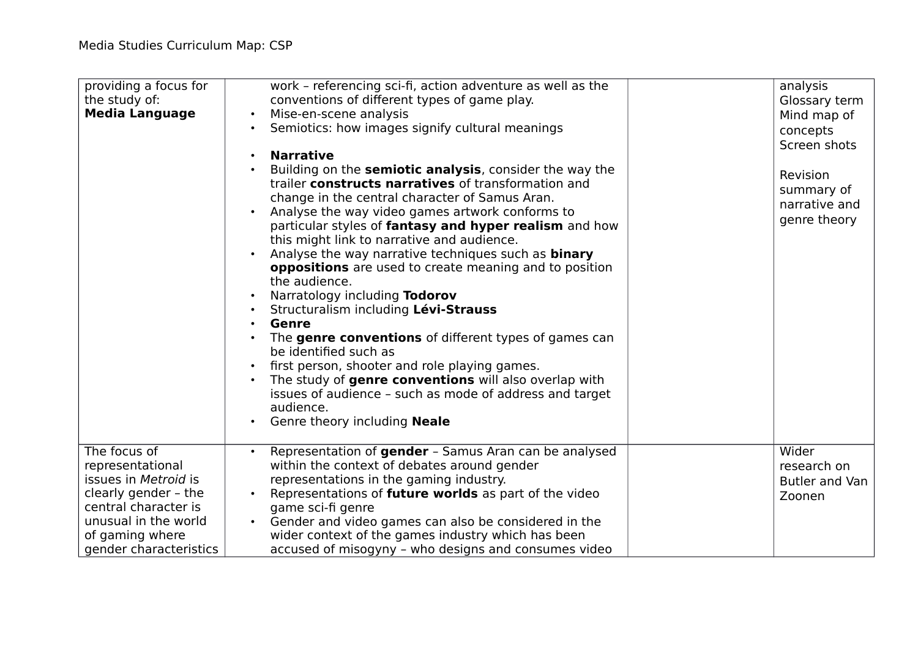Media Studies Curriculum Map: CSP

| | | | |
|---|---|---|---|
| providing a focus for the study of:<br>**Media Language** | work – referencing sci-fi, action adventure as well as the conventions of different types of game play.<br>• Mise-en-scene analysis<br>• Semiotics: how images signify cultural meanings<br><br>• **Narrative**<br>• Building on the **semiotic analysis**, consider the way the trailer **constructs narratives** of transformation and change in the central character of Samus Aran.<br>• Analyse the way video games artwork conforms to particular styles of **fantasy and hyper realism** and how this might link to narrative and audience.<br>• Analyse the way narrative techniques such as **binary oppositions** are used to create meaning and to position the audience.<br>• Narratology including **Todorov**<br>• Structuralism including **Lévi-Strauss**<br>• **Genre**<br>• The **genre conventions** of different types of games can be identified such as<br>• first person, shooter and role playing games.<br>• The study of **genre conventions** will also overlap with issues of audience – such as mode of address and target audience.<br>• Genre theory including **Neale** | | analysis<br>Glossary term<br>Mind map of concepts<br>Screen shots<br><br>Revision summary of narrative and genre theory |
| The focus of representational issues in *Metroid* is clearly gender – the central character is unusual in the world of gaming where gender characteristics | • Representation of **gender** – Samus Aran can be analysed within the context of debates around gender representations in the gaming industry.<br>• Representations of **future worlds** as part of the video game sci-fi genre<br>• Gender and video games can also be considered in the wider context of the games industry which has been accused of misogyny – who designs and consumes video | | Wider research on Butler and Van Zoonen |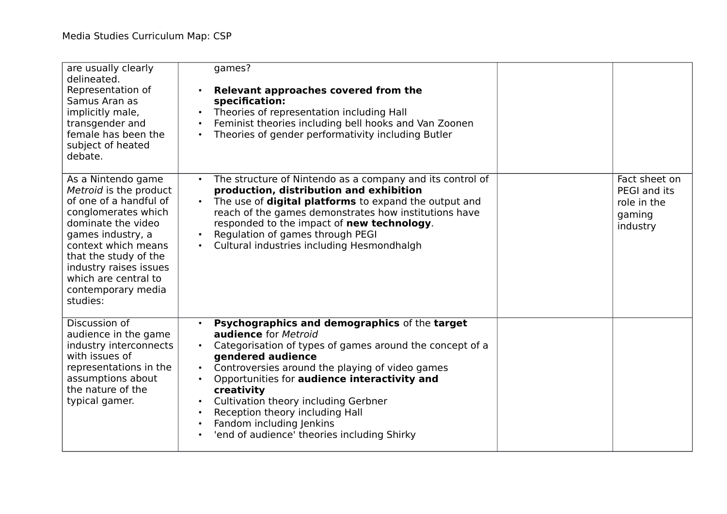| | | | |
|---|---|---|---|
| are usually clearly delineated. Representation of Samus Aran as implicitly male, transgender and female has been the subject of heated debate. | games?<br>• **Relevant approaches covered from the specification:**<br>• Theories of representation including Hall<br>• Feminist theories including bell hooks and Van Zoonen<br>• Theories of gender performativity including Butler | | |
| As a Nintendo game *Metroid* is the product of one of a handful of conglomerates which dominate the video games industry, a context which means that the study of the industry raises issues which are central to contemporary media studies: | • The structure of Nintendo as a company and its control of **production, distribution and exhibition**<br>• The use of **digital platforms** to expand the output and reach of the games demonstrates how institutions have responded to the impact of **new technology**.<br>• Regulation of games through PEGI<br>• Cultural industries including Hesmondhalgh | | Fact sheet on PEGI and its role in the gaming industry |
| Discussion of audience in the game industry interconnects with issues of representations in the assumptions about the nature of the typical gamer. | • **Psychographics and demographics** of the **target audience** for *Metroid*<br>• Categorisation of types of games around the concept of a **gendered audience**<br>• Controversies around the playing of video games<br>• Opportunities for **audience interactivity and creativity**<br>• Cultivation theory including Gerbner<br>• Reception theory including Hall<br>• Fandom including Jenkins<br>• 'end of audience' theories including Shirky | | |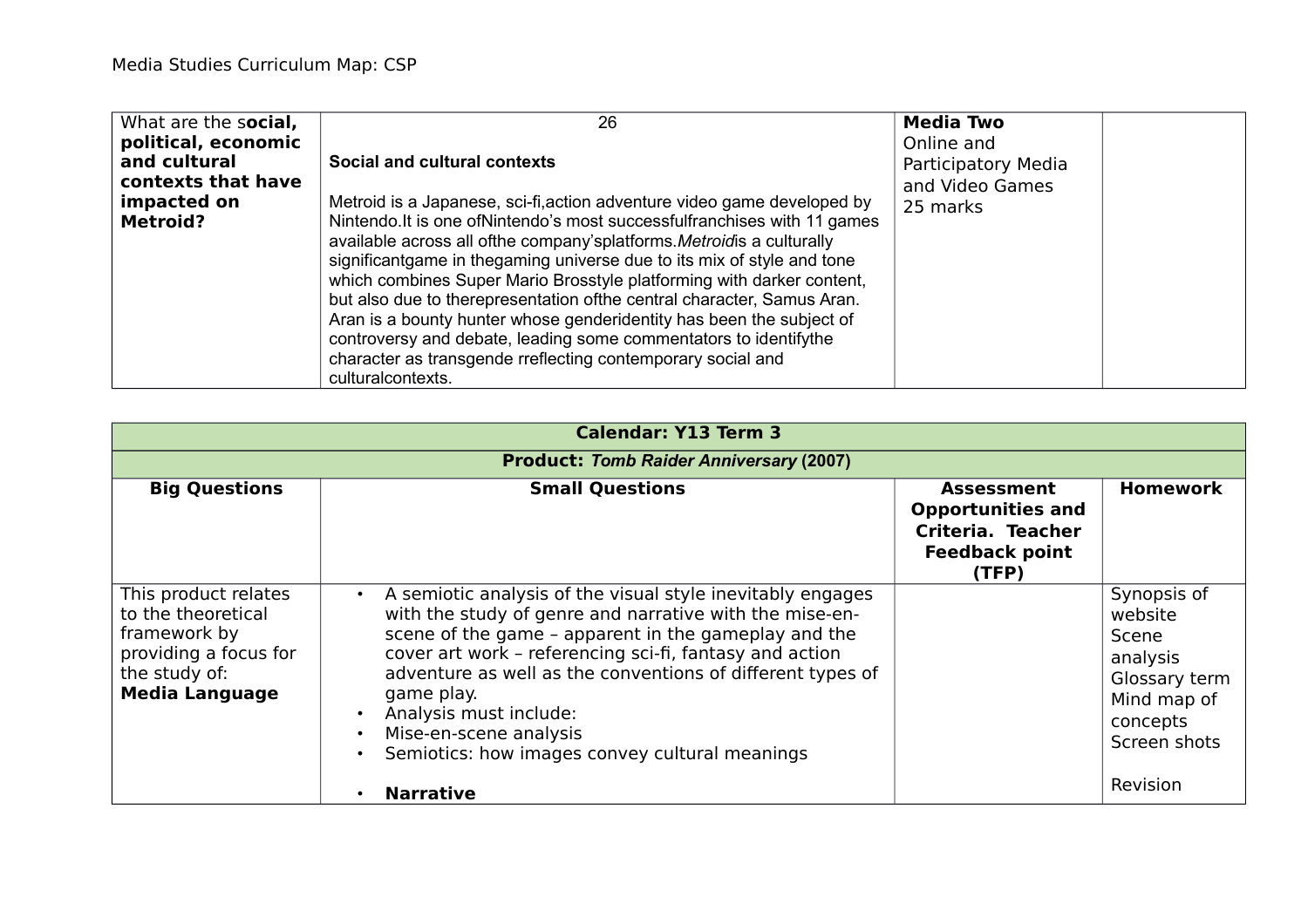| What are the s**ocial, political, economic and cultural contexts that have impacted on Metroid?** | 26<br><br>**Social and cultural contexts**<br><br>Metroid is a Japanese, sci-fi,action adventure video game developed by Nintendo.It is one ofNintendo's most successfulfranchises with 11 games available across all ofthe company'splatforms.*Metroid*is a culturally significantgame in thegaming universe due to its mix of style and tone which combines Super Mario Brosstyle platforming with darker content, but also due to therepresentation ofthe central character, Samus Aran. Aran is a bounty hunter whose genderidentity has been the subject of controversy and debate, leading some commentators to identifythe character as transgende rreflecting contemporary social and culturalcontexts. | **Media Two**<br>Online and Participatory Media and Video Games<br>25 marks | |
|---|---|---|---|

| **Calendar: Y13 Term 3** | | | |
|---|---|---|---|
| **Product: *Tomb Raider Anniversary* (2007)** | | | |
| **Big Questions** | **Small Questions** | **Assessment Opportunities and Criteria. Teacher Feedback point (TFP)** | **Homework** |
| This product relates to the theoretical framework by providing a focus for the study of:<br>**Media Language** | • A semiotic analysis of the visual style inevitably engages with the study of genre and narrative with the mise-en-scene of the game – apparent in the gameplay and the cover art work – referencing sci-fi, fantasy and action adventure as well as the conventions of different types of game play.<br>• Analysis must include:<br>• Mise-en-scene analysis<br>• Semiotics: how images convey cultural meanings<br><br>• **Narrative** | | Synopsis of website<br>Scene analysis<br>Glossary term<br>Mind map of concepts<br>Screen shots<br><br>Revision |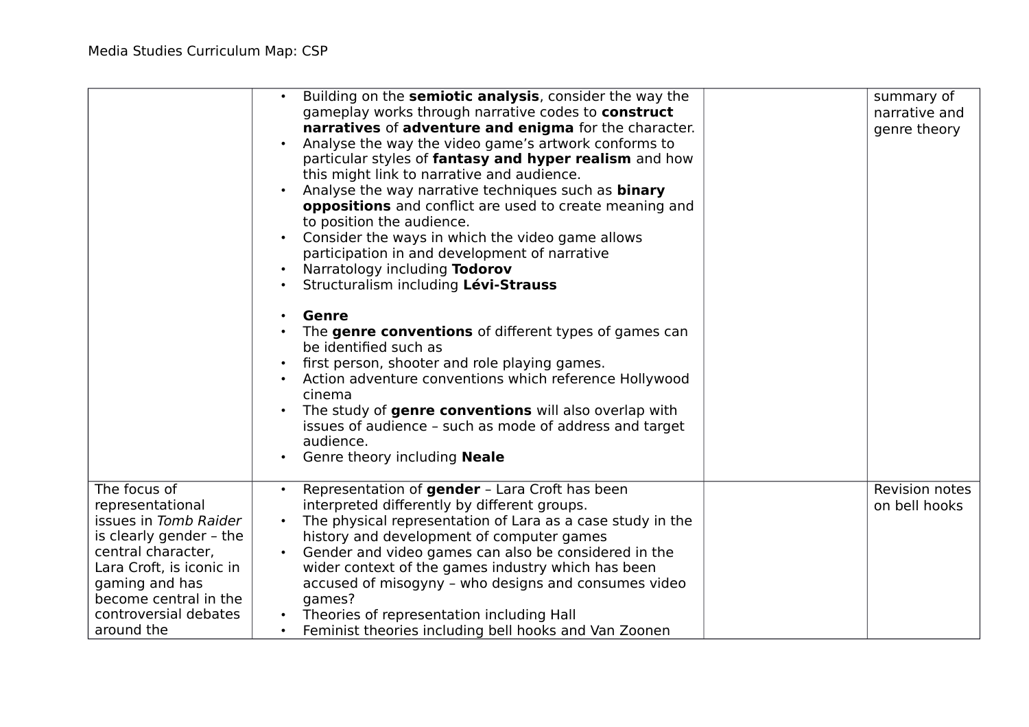| | | | |
|---|---|---|---|
| | • Building on the **semiotic analysis**, consider the way the gameplay works through narrative codes to **construct narratives** of **adventure and enigma** for the character.<br>• Analyse the way the video game's artwork conforms to particular styles of **fantasy and hyper realism** and how this might link to narrative and audience.<br>• Analyse the way narrative techniques such as **binary oppositions** and conflict are used to create meaning and to position the audience.<br>• Consider the ways in which the video game allows participation in and development of narrative<br>• Narratology including **Todorov**<br>• Structuralism including **Lévi-Strauss**<br><br>• **Genre**<br>• The **genre conventions** of different types of games can be identified such as<br>• first person, shooter and role playing games.<br>• Action adventure conventions which reference Hollywood cinema<br>• The study of **genre conventions** will also overlap with issues of audience – such as mode of address and target audience.<br>• Genre theory including **Neale** | | summary of narrative and genre theory |
| The focus of representational issues in *Tomb Raider* is clearly gender – the central character, Lara Croft, is iconic in gaming and has become central in the controversial debates around the | • Representation of **gender** – Lara Croft has been interpreted differently by different groups.<br>• The physical representation of Lara as a case study in the history and development of computer games<br>• Gender and video games can also be considered in the wider context of the games industry which has been accused of misogyny – who designs and consumes video games?<br>• Theories of representation including Hall<br>• Feminist theories including bell hooks and Van Zoonen | | Revision notes on bell hooks |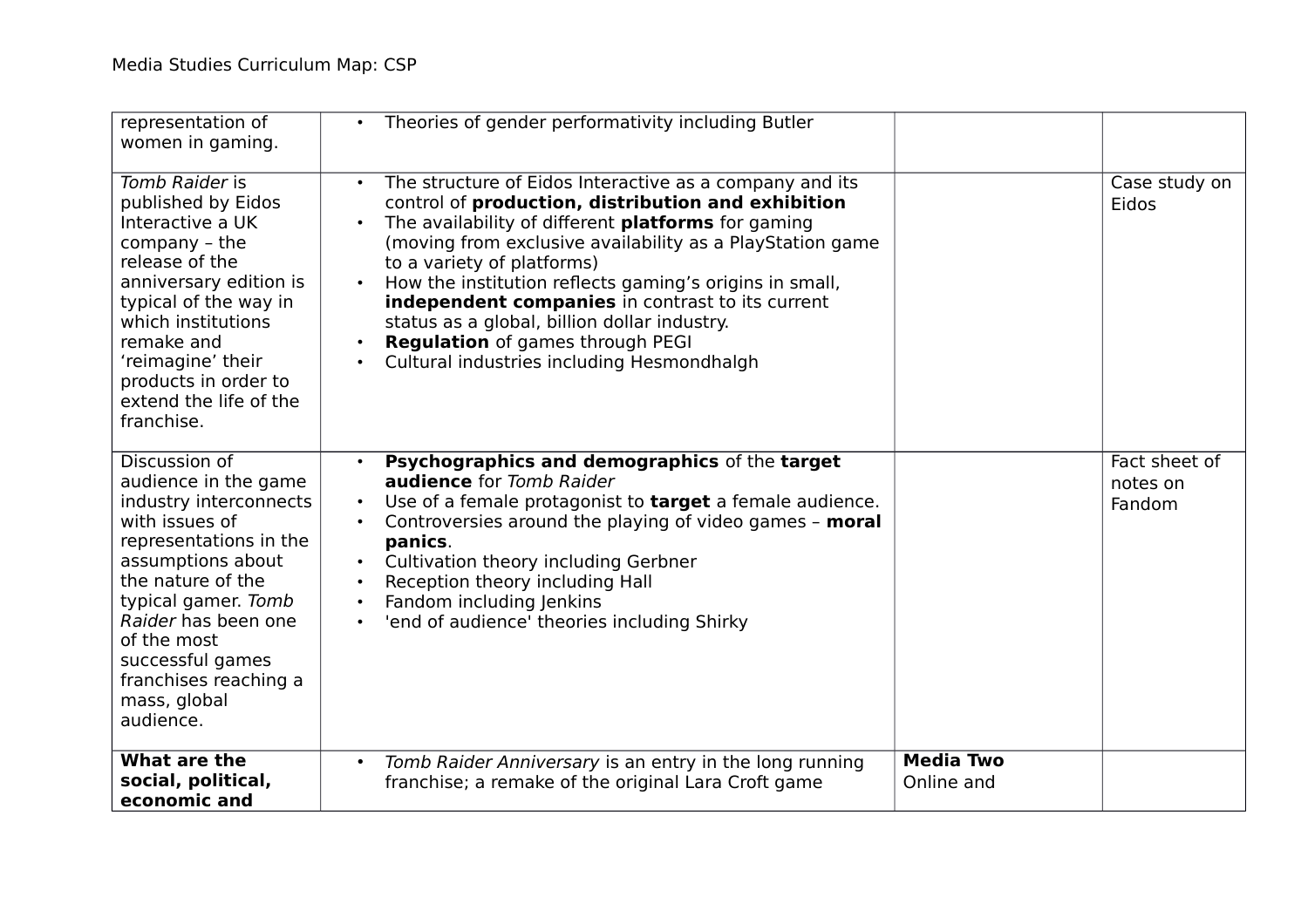| | | | |
|---|---|---|---|
| representation of women in gaming. | • Theories of gender performativity including Butler | | |
| *Tomb Raider* is published by Eidos Interactive a UK company – the release of the anniversary edition is typical of the way in which institutions remake and 'reimagine' their products in order to extend the life of the franchise. | • The structure of Eidos Interactive as a company and its control of **production, distribution and exhibition**<br>• The availability of different **platforms** for gaming (moving from exclusive availability as a PlayStation game to a variety of platforms)<br>• How the institution reflects gaming's origins in small, **independent companies** in contrast to its current status as a global, billion dollar industry.<br>• **Regulation** of games through PEGI<br>• Cultural industries including Hesmondhalgh | | Case study on Eidos |
| Discussion of audience in the game industry interconnects with issues of representations in the assumptions about the nature of the typical gamer. *Tomb Raider* has been one of the most successful games franchises reaching a mass, global audience. | • **Psychographics and demographics** of the **target audience** for *Tomb Raider*<br>• Use of a female protagonist to **target** a female audience.<br>• Controversies around the playing of video games – **moral panics**.<br>• Cultivation theory including Gerbner<br>• Reception theory including Hall<br>• Fandom including Jenkins<br>• 'end of audience' theories including Shirky | | Fact sheet of notes on Fandom |
| **What are the social, political, economic and** | • *Tomb Raider Anniversary* is an entry in the long running franchise; a remake of the original Lara Croft game | **Media Two** Online and | |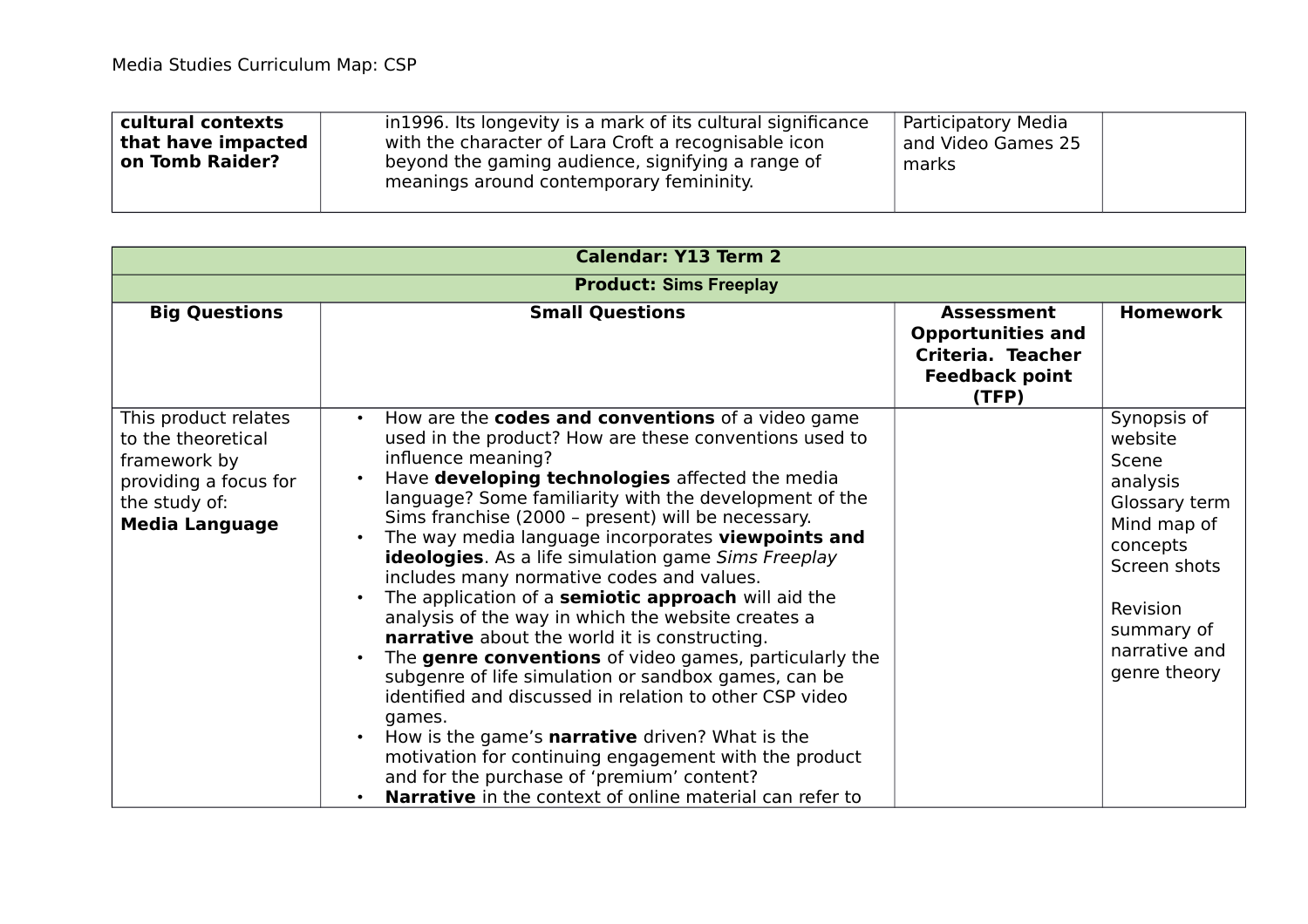| **cultural contexts that have impacted on Tomb Raider?** | in1996. Its longevity is a mark of its cultural significance with the character of Lara Croft a recognisable icon beyond the gaming audience, signifying a range of meanings around contemporary femininity. | Participatory Media and Video Games 25 marks | |
|---|---|---|---|

| **Calendar: Y13 Term 2** | | | |
|---|---|---|---|
| **Product: Sims Freeplay** | | | |
| **Big Questions** | **Small Questions** | **Assessment Opportunities and Criteria. Teacher Feedback point (TFP)** | **Homework** |
| This product relates to the theoretical framework by providing a focus for the study of: **Media Language** | • How are the **codes and conventions** of a video game used in the product? How are these conventions used to influence meaning?<br>• Have **developing technologies** affected the media language? Some familiarity with the development of the Sims franchise (2000 – present) will be necessary.<br>• The way media language incorporates **viewpoints and ideologies**. As a life simulation game *Sims Freeplay* includes many normative codes and values.<br>• The application of a **semiotic approach** will aid the analysis of the way in which the website creates a **narrative** about the world it is constructing.<br>• The **genre conventions** of video games, particularly the subgenre of life simulation or sandbox games, can be identified and discussed in relation to other CSP video games.<br>• How is the game's **narrative** driven? What is the motivation for continuing engagement with the product and for the purchase of 'premium' content?<br>• **Narrative** in the context of online material can refer to | | Synopsis of website<br>Scene analysis<br>Glossary term<br>Mind map of concepts<br>Screen shots<br><br>Revision summary of narrative and genre theory |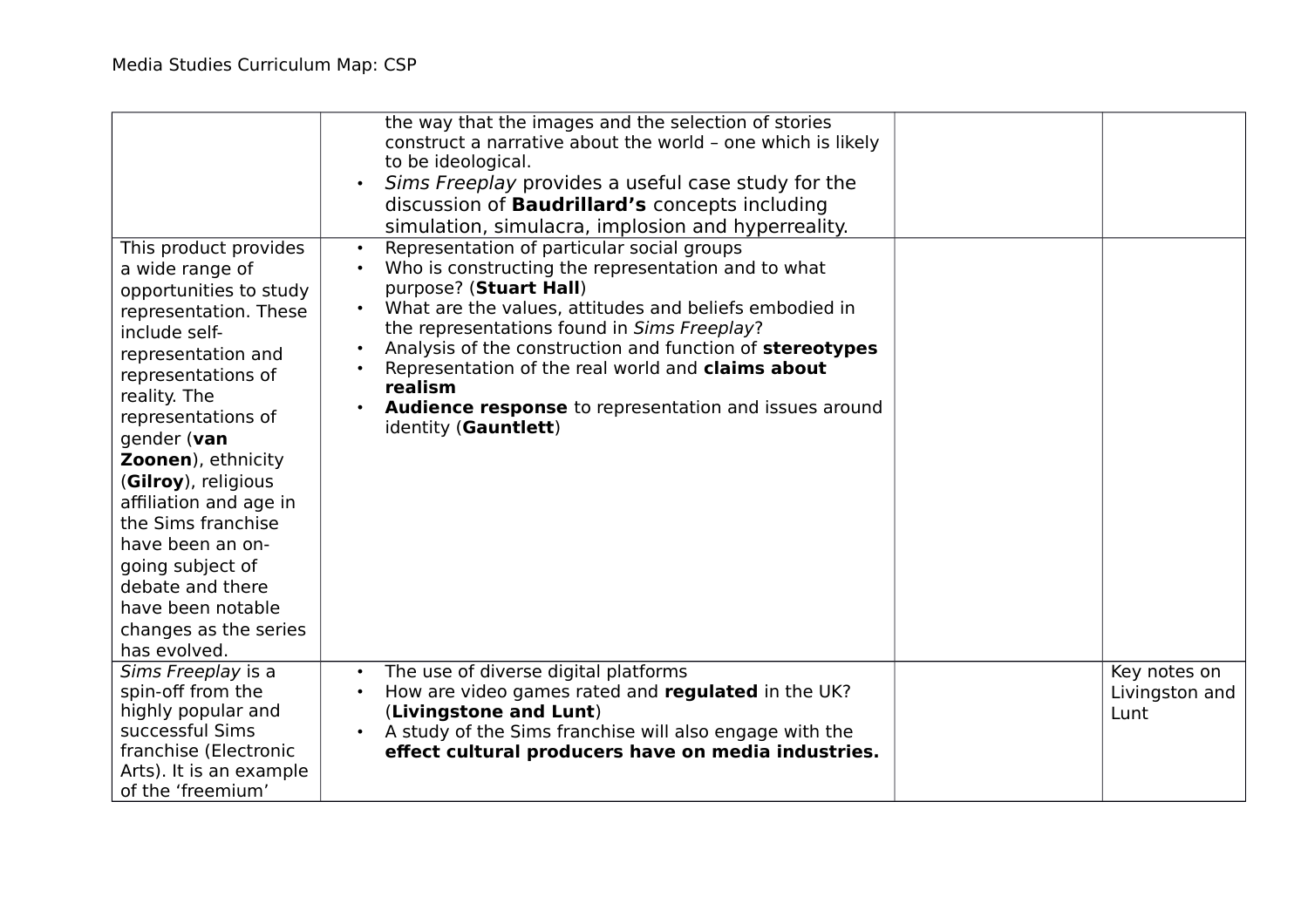| | | | |
|---|---|---|---|
| | the way that the images and the selection of stories construct a narrative about the world – one which is likely to be ideological.<br>• *Sims Freeplay* provides a useful case study for the discussion of **Baudrillard's** concepts including simulation, simulacra, implosion and hyperreality. | | |
| This product provides a wide range of opportunities to study representation. These include self-representation and representations of reality. The representations of gender (**van Zoonen**), ethnicity (**Gilroy**), religious affiliation and age in the Sims franchise have been an on-going subject of debate and there have been notable changes as the series has evolved. | • Representation of particular social groups<br>• Who is constructing the representation and to what purpose? (**Stuart Hall**)<br>• What are the values, attitudes and beliefs embodied in the representations found in *Sims Freeplay*?<br>• Analysis of the construction and function of **stereotypes**<br>• Representation of the real world and **claims about realism**<br>• **Audience response** to representation and issues around identity (**Gauntlett**) | | |
| *Sims Freeplay* is a spin-off from the highly popular and successful Sims franchise (Electronic Arts). It is an example of the 'freemium' | • The use of diverse digital platforms<br>• How are video games rated and **regulated** in the UK? (**Livingstone and Lunt**)<br>• A study of the Sims franchise will also engage with the **effect cultural producers have on media industries.** | | Key notes on Livingston and Lunt |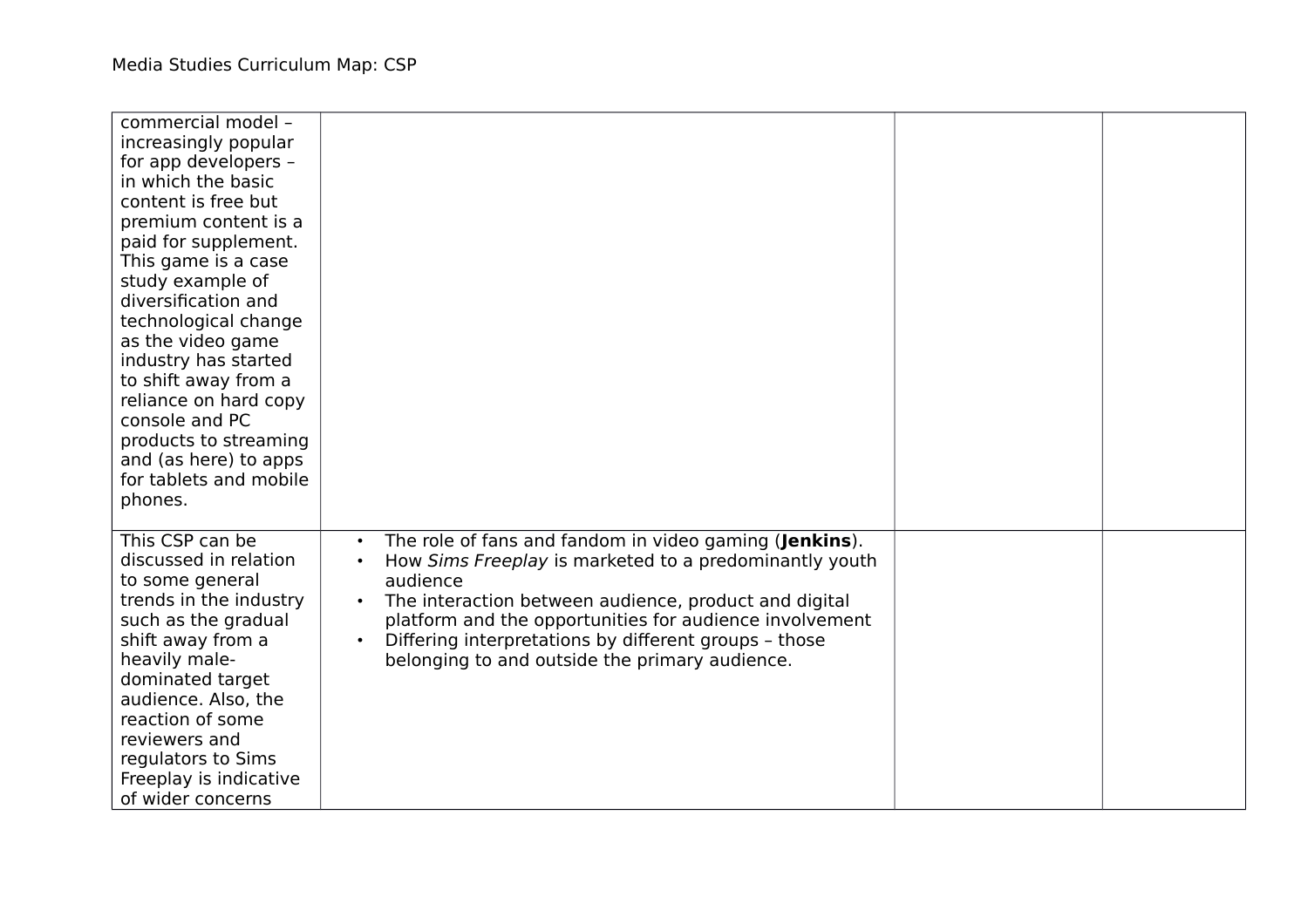| | | | |
|---|---|---|---|
| commercial model – increasingly popular for app developers – in which the basic content is free but premium content is a paid for supplement. This game is a case study example of diversification and technological change as the video game industry has started to shift away from a reliance on hard copy console and PC products to streaming and (as here) to apps for tablets and mobile phones. | | | |
| This CSP can be discussed in relation to some general trends in the industry such as the gradual shift away from a heavily male-dominated target audience. Also, the reaction of some reviewers and regulators to Sims Freeplay is indicative of wider concerns | • The role of fans and fandom in video gaming (**Jenkins**).<br>• How *Sims Freeplay* is marketed to a predominantly youth audience<br>• The interaction between audience, product and digital platform and the opportunities for audience involvement<br>• Differing interpretations by different groups – those belonging to and outside the primary audience. | | |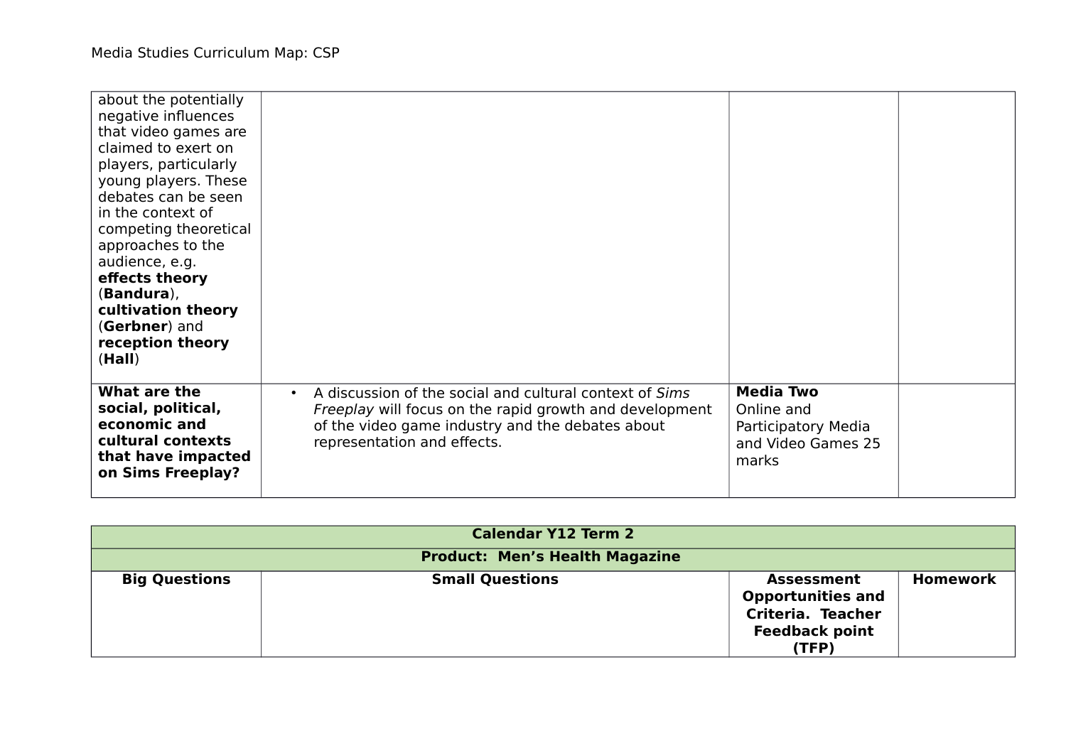| | | | |
|---|---|---|---|
| about the potentially negative influences that video games are claimed to exert on players, particularly young players. These debates can be seen in the context of competing theoretical approaches to the audience, e.g. **effects theory** (**Bandura**), **cultivation theory** (**Gerbner**) and **reception theory** (**Hall**) | | | |
| **What are the social, political, economic and cultural contexts that have impacted on Sims Freeplay?** | • A discussion of the social and cultural context of *Sims Freeplay* will focus on the rapid growth and development of the video game industry and the debates about representation and effects. | **Media Two** Online and Participatory Media and Video Games 25 marks | |

| **Calendar Y12 Term 2** | | | |
|---|---|---|---|
| **Product: Men's Health Magazine** | | | |
| **Big Questions** | **Small Questions** | **Assessment Opportunities and Criteria. Teacher Feedback point (TFP)** | **Homework** |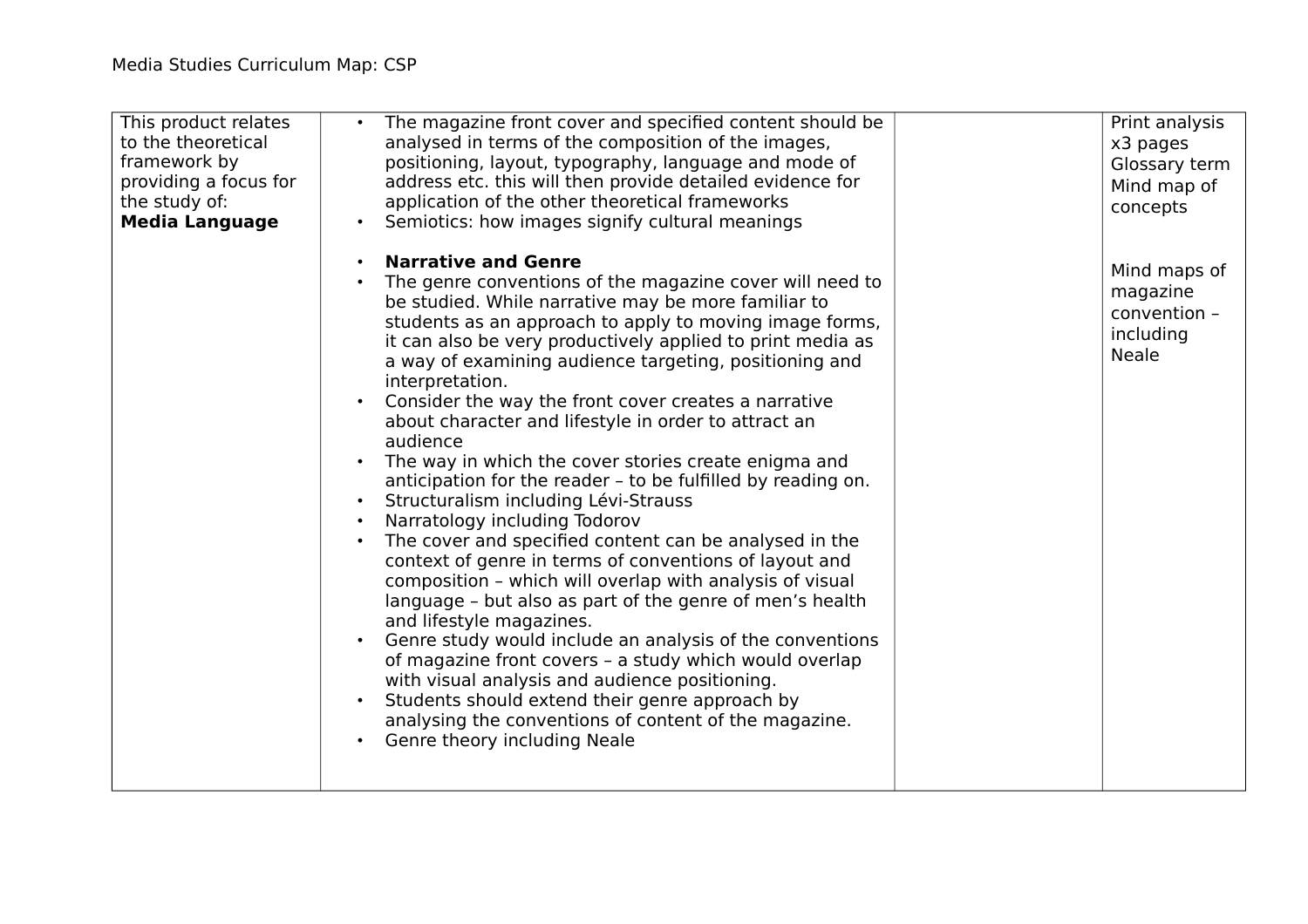| | | | |
|---|---|---|---|
| This product relates to the theoretical framework by providing a focus for the study of:<br>**Media Language** | • The magazine front cover and specified content should be analysed in terms of the composition of the images, positioning, layout, typography, language and mode of address etc. this will then provide detailed evidence for application of the other theoretical frameworks<br>• Semiotics: how images signify cultural meanings<br><br>• **Narrative and Genre**<br>• The genre conventions of the magazine cover will need to be studied. While narrative may be more familiar to students as an approach to apply to moving image forms, it can also be very productively applied to print media as a way of examining audience targeting, positioning and interpretation.<br>• Consider the way the front cover creates a narrative about character and lifestyle in order to attract an audience<br>• The way in which the cover stories create enigma and anticipation for the reader – to be fulfilled by reading on.<br>• Structuralism including Lévi-Strauss<br>• Narratology including Todorov<br>• The cover and specified content can be analysed in the context of genre in terms of conventions of layout and composition – which will overlap with analysis of visual language – but also as part of the genre of men's health and lifestyle magazines.<br>• Genre study would include an analysis of the conventions of magazine front covers – a study which would overlap with visual analysis and audience positioning.<br>• Students should extend their genre approach by analysing the conventions of content of the magazine.<br>• Genre theory including Neale | | Print analysis x3 pages<br>Glossary term<br>Mind map of concepts<br><br>Mind maps of magazine convention – including Neale |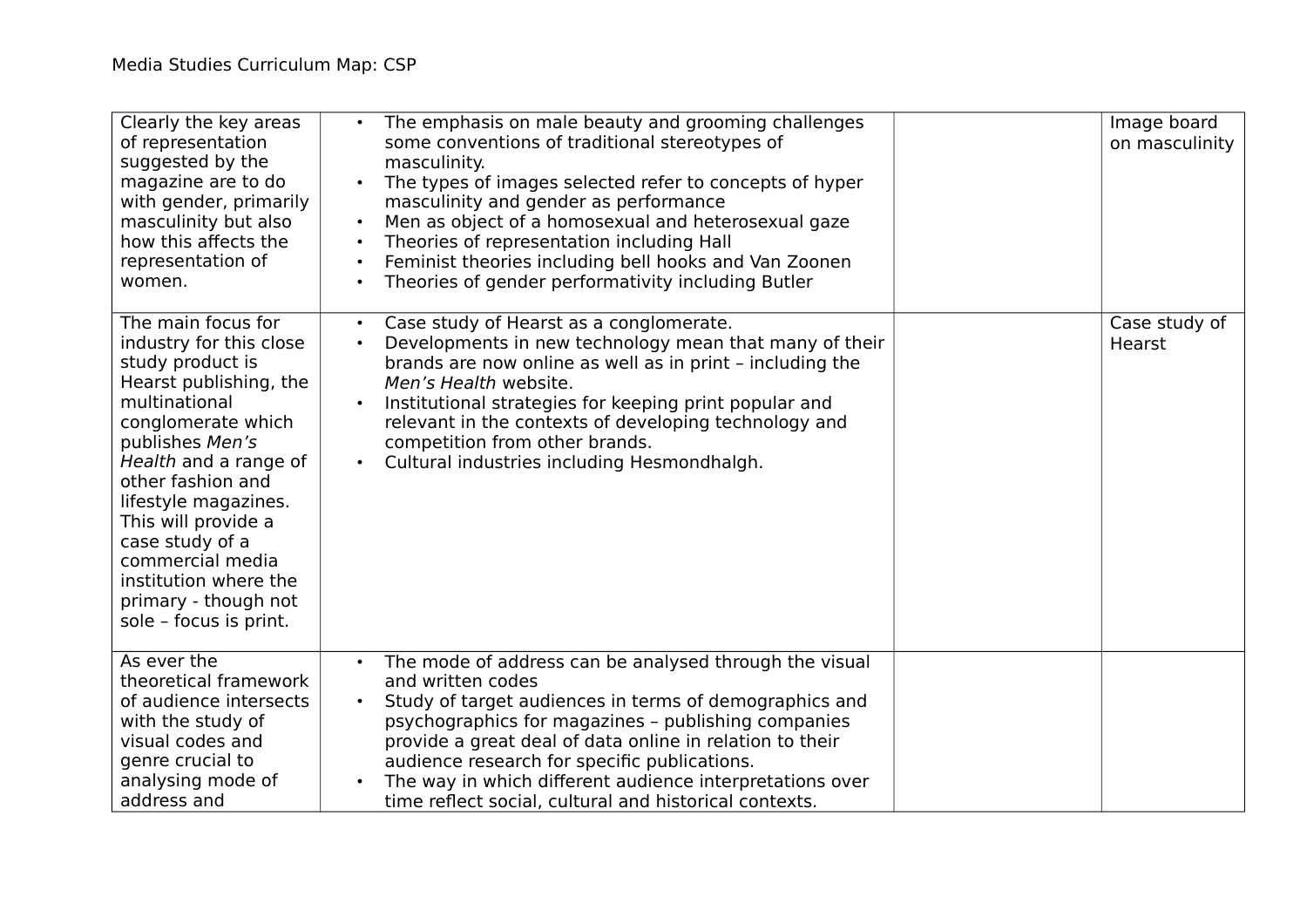Media Studies Curriculum Map: CSP

| | | | |
|---|---|---|---|
| Clearly the key areas of representation suggested by the magazine are to do with gender, primarily masculinity but also how this affects the representation of women. | • The emphasis on male beauty and grooming challenges some conventions of traditional stereotypes of masculinity.<br>• The types of images selected refer to concepts of hyper masculinity and gender as performance<br>• Men as object of a homosexual and heterosexual gaze<br>• Theories of representation including Hall<br>• Feminist theories including bell hooks and Van Zoonen<br>• Theories of gender performativity including Butler | | Image board on masculinity |
| The main focus for industry for this close study product is Hearst publishing, the multinational conglomerate which publishes *Men's Health* and a range of other fashion and lifestyle magazines. This will provide a case study of a commercial media institution where the primary - though not sole – focus is print. | • Case study of Hearst as a conglomerate.<br>• Developments in new technology mean that many of their brands are now online as well as in print – including the *Men's Health* website.<br>• Institutional strategies for keeping print popular and relevant in the contexts of developing technology and competition from other brands.<br>• Cultural industries including Hesmondhalgh. | | Case study of Hearst |
| As ever the theoretical framework of audience intersects with the study of visual codes and genre crucial to analysing mode of address and | • The mode of address can be analysed through the visual and written codes<br>• Study of target audiences in terms of demographics and psychographics for magazines – publishing companies provide a great deal of data online in relation to their audience research for specific publications.<br>• The way in which different audience interpretations over time reflect social, cultural and historical contexts. | | |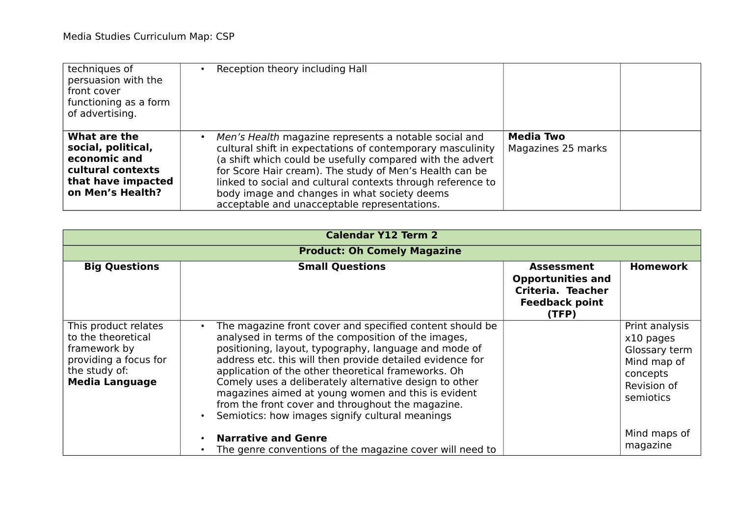| | | | |
|---|---|---|---|
| techniques of persuasion with the front cover functioning as a form of advertising. | • Reception theory including Hall | | |
| **What are the social, political, economic and cultural contexts that have impacted on Men's Health?** | • *Men's Health* magazine represents a notable social and cultural shift in expectations of contemporary masculinity (a shift which could be usefully compared with the advert for Score Hair cream). The study of Men's Health can be linked to social and cultural contexts through reference to body image and changes in what society deems acceptable and unacceptable representations. | **Media Two** Magazines 25 marks | |

| **Calendar Y12 Term 2** | | | |
|---|---|---|---|
| **Product: Oh Comely Magazine** | | | |
| **Big Questions** | **Small Questions** | **Assessment Opportunities and Criteria. Teacher Feedback point (TFP)** | **Homework** |
| This product relates to the theoretical framework by providing a focus for the study of: **Media Language** | • The magazine front cover and specified content should be analysed in terms of the composition of the images, positioning, layout, typography, language and mode of address etc. this will then provide detailed evidence for application of the other theoretical frameworks. Oh Comely uses a deliberately alternative design to other magazines aimed at young women and this is evident from the front cover and throughout the magazine.<br>• Semiotics: how images signify cultural meanings<br><br>• **Narrative and Genre**<br>• The genre conventions of the magazine cover will need to | | Print analysis x10 pages<br>Glossary term<br>Mind map of concepts<br>Revision of semiotics<br><br>Mind maps of magazine |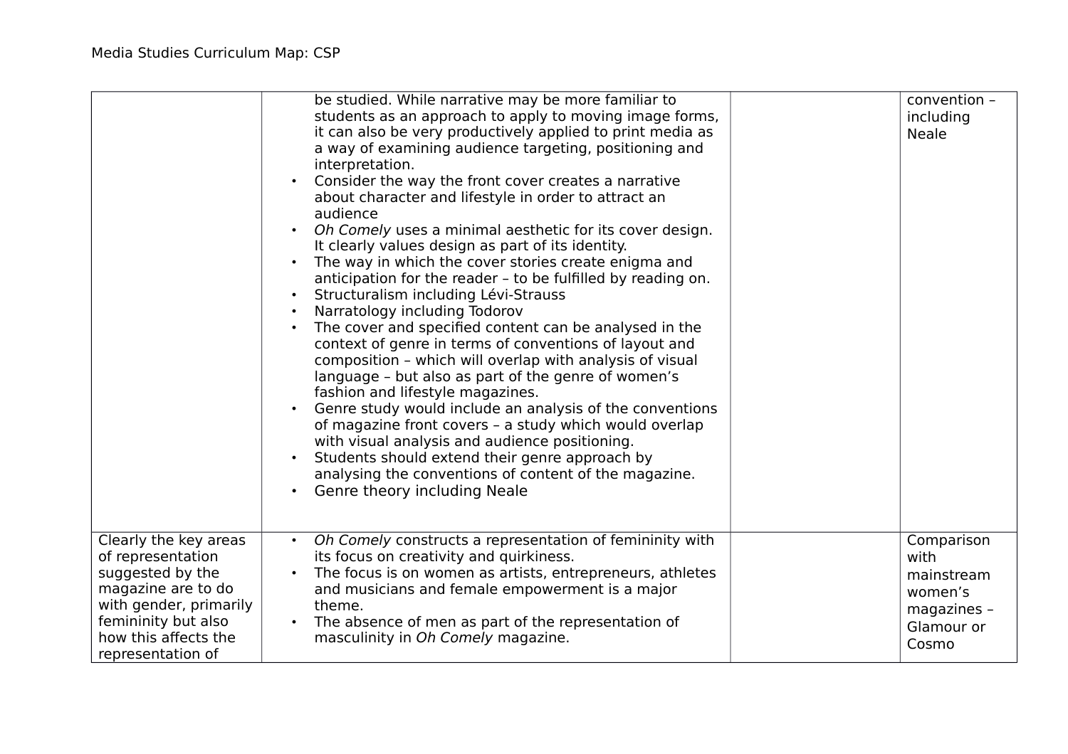| | | | |
|---|---|---|---|
| | be studied. While narrative may be more familiar to students as an approach to apply to moving image forms, it can also be very productively applied to print media as a way of examining audience targeting, positioning and interpretation.<br>• Consider the way the front cover creates a narrative about character and lifestyle in order to attract an audience<br>• *Oh Comely* uses a minimal aesthetic for its cover design. It clearly values design as part of its identity.<br>• The way in which the cover stories create enigma and anticipation for the reader – to be fulfilled by reading on.<br>• Structuralism including Lévi-Strauss<br>• Narratology including Todorov<br>• The cover and specified content can be analysed in the context of genre in terms of conventions of layout and composition – which will overlap with analysis of visual language – but also as part of the genre of women's fashion and lifestyle magazines.<br>• Genre study would include an analysis of the conventions of magazine front covers – a study which would overlap with visual analysis and audience positioning.<br>• Students should extend their genre approach by analysing the conventions of content of the magazine.<br>• Genre theory including Neale | | convention – including Neale |
| Clearly the key areas of representation suggested by the magazine are to do with gender, primarily femininity but also how this affects the representation of | • *Oh Comely* constructs a representation of femininity with its focus on creativity and quirkiness.<br>• The focus is on women as artists, entrepreneurs, athletes and musicians and female empowerment is a major theme.<br>• The absence of men as part of the representation of masculinity in *Oh Comely* magazine. | | Comparison with mainstream women's magazines – Glamour or Cosmo |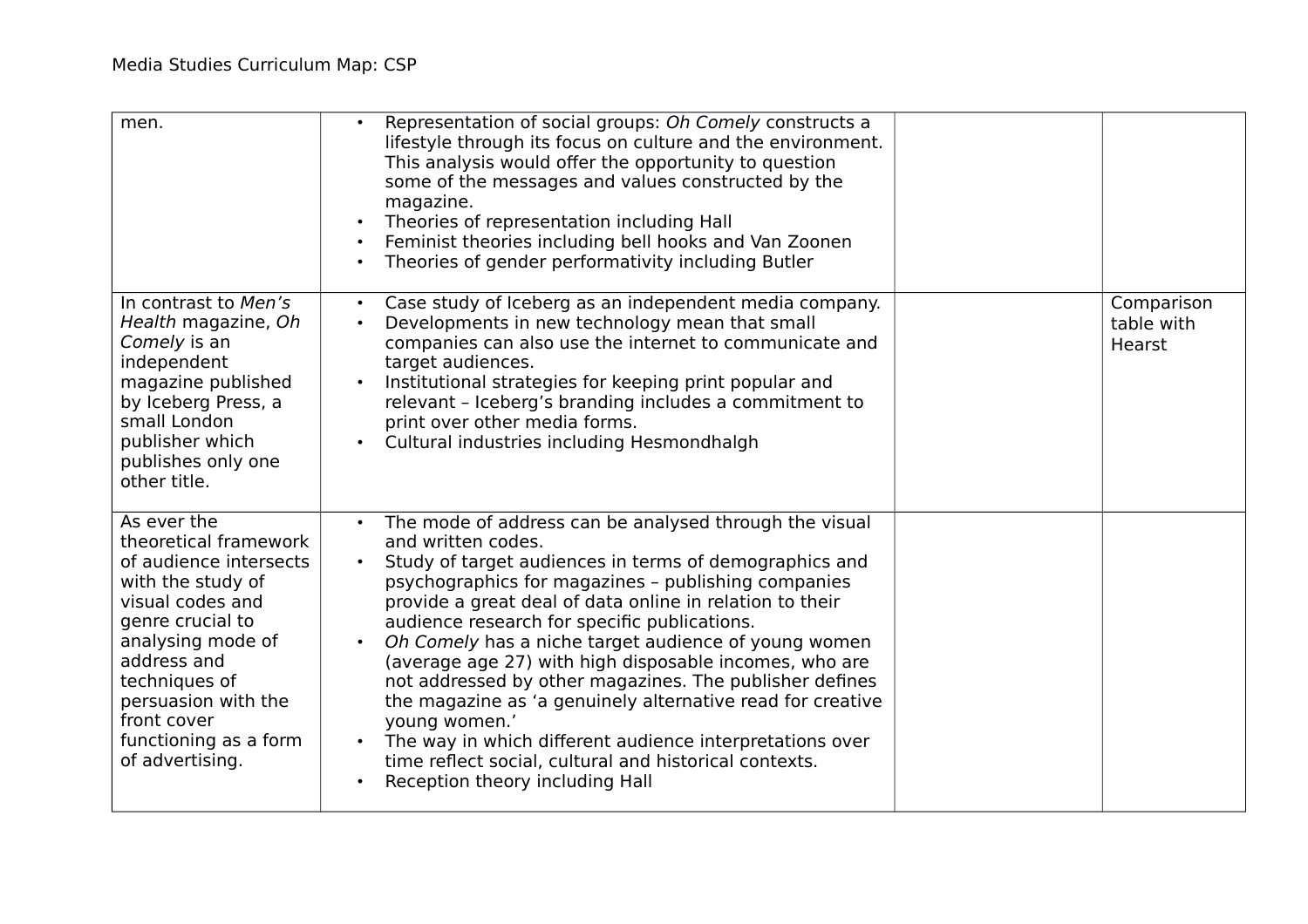| | | | |
|---|---|---|---|
| men. | • Representation of social groups: *Oh Comely* constructs a lifestyle through its focus on culture and the environment. This analysis would offer the opportunity to question some of the messages and values constructed by the magazine.<br>• Theories of representation including Hall<br>• Feminist theories including bell hooks and Van Zoonen<br>• Theories of gender performativity including Butler | | |
| In contrast to *Men's Health* magazine, *Oh Comely* is an independent magazine published by Iceberg Press, a small London publisher which publishes only one other title. | • Case study of Iceberg as an independent media company.<br>• Developments in new technology mean that small companies can also use the internet to communicate and target audiences.<br>• Institutional strategies for keeping print popular and relevant – Iceberg's branding includes a commitment to print over other media forms.<br>• Cultural industries including Hesmondhalgh | | Comparison table with Hearst |
| As ever the theoretical framework of audience intersects with the study of visual codes and genre crucial to analysing mode of address and techniques of persuasion with the front cover functioning as a form of advertising. | • The mode of address can be analysed through the visual and written codes.<br>• Study of target audiences in terms of demographics and psychographics for magazines – publishing companies provide a great deal of data online in relation to their audience research for specific publications.<br>• *Oh Comely* has a niche target audience of young women (average age 27) with high disposable incomes, who are not addressed by other magazines. The publisher defines the magazine as 'a genuinely alternative read for creative young women.'<br>• The way in which different audience interpretations over time reflect social, cultural and historical contexts.<br>• Reception theory including Hall | | |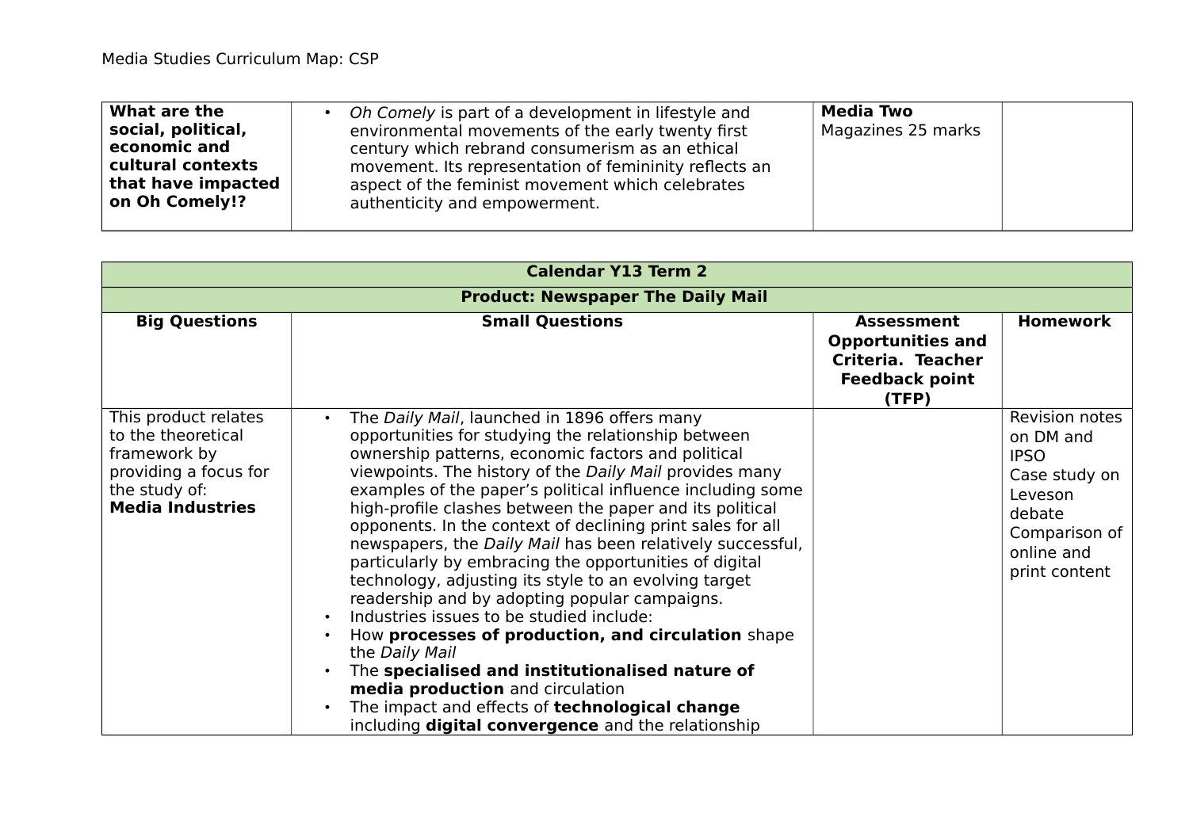| What are the social, political, economic and cultural contexts that have impacted on Oh Comely!? | • *Oh Comely* is part of a development in lifestyle and environmental movements of the early twenty first century which rebrand consumerism as an ethical movement. Its representation of femininity reflects an aspect of the feminist movement which celebrates authenticity and empowerment. | **Media Two** Magazines 25 marks | |
|---|---|---|---|

| **Calendar Y13 Term 2** | | | |
|---|---|---|---|
| **Product: Newspaper The Daily Mail** | | | |
| **Big Questions** | **Small Questions** | **Assessment Opportunities and Criteria. Teacher Feedback point (TFP)** | **Homework** |
| This product relates to the theoretical framework by providing a focus for the study of: **Media Industries** | • The *Daily Mail*, launched in 1896 offers many opportunities for studying the relationship between ownership patterns, economic factors and political viewpoints. The history of the *Daily Mail* provides many examples of the paper's political influence including some high-profile clashes between the paper and its political opponents. In the context of declining print sales for all newspapers, the *Daily Mail* has been relatively successful, particularly by embracing the opportunities of digital technology, adjusting its style to an evolving target readership and by adopting popular campaigns.<br>• Industries issues to be studied include:<br>• How **processes of production, and circulation** shape the *Daily Mail*<br>• The **specialised and institutionalised nature of media production** and circulation<br>• The impact and effects of **technological change** including **digital convergence** and the relationship | | Revision notes on DM and IPSO<br>Case study on Leveson debate<br>Comparison of online and print content |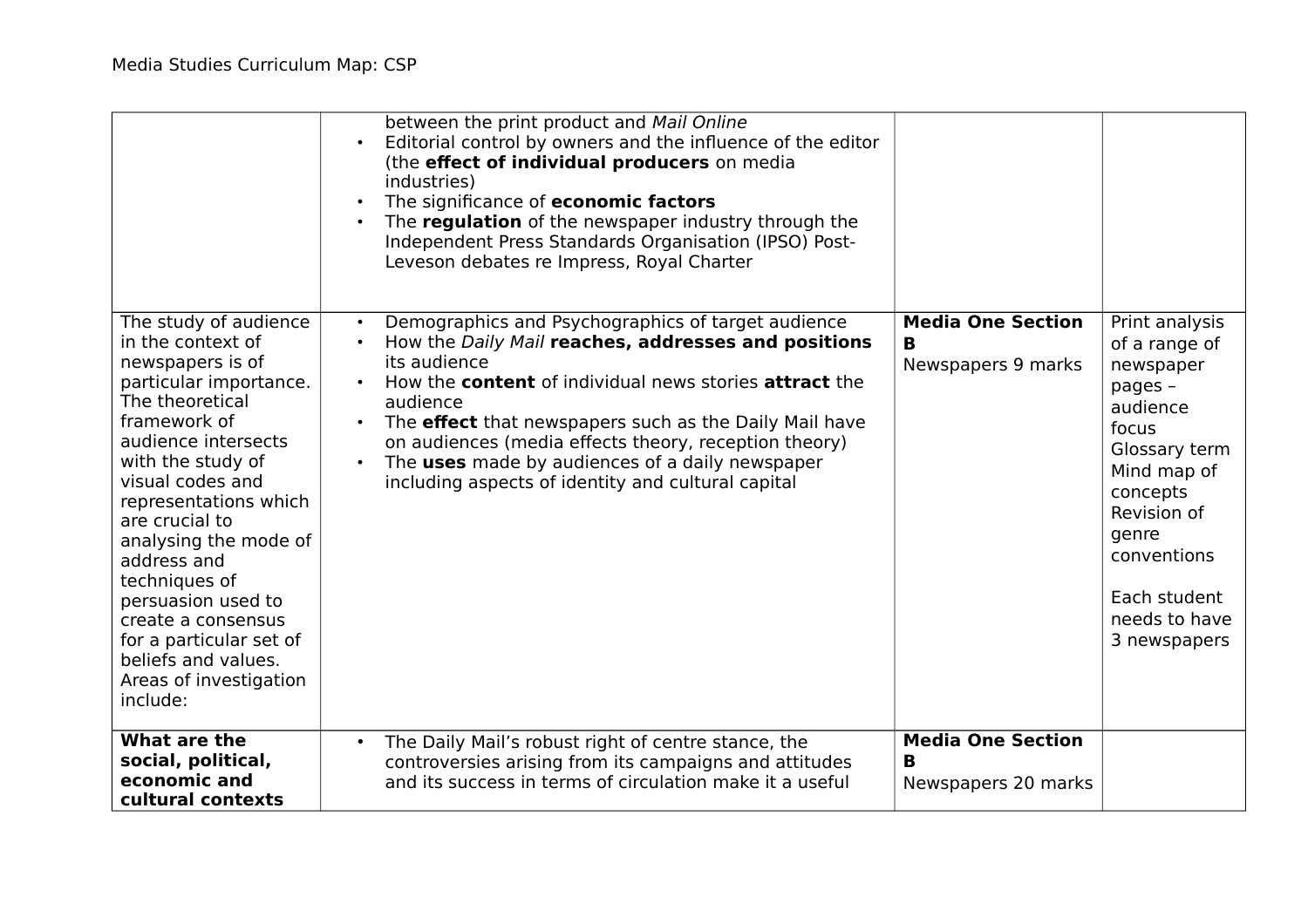| | | | |
|---|---|---|---|
| | between the print product and *Mail Online*<br>• Editorial control by owners and the influence of the editor (the **effect of individual producers** on media industries)<br>• The significance of **economic factors**<br>• The **regulation** of the newspaper industry through the Independent Press Standards Organisation (IPSO) Post-Leveson debates re Impress, Royal Charter | | |
| The study of audience in the context of newspapers is of particular importance. The theoretical framework of audience intersects with the study of visual codes and representations which are crucial to analysing the mode of address and techniques of persuasion used to create a consensus for a particular set of beliefs and values. Areas of investigation include: | • Demographics and Psychographics of target audience<br>• How the *Daily Mail* **reaches, addresses and positions** its audience<br>• How the **content** of individual news stories **attract** the audience<br>• The **effect** that newspapers such as the Daily Mail have on audiences (media effects theory, reception theory)<br>• The **uses** made by audiences of a daily newspaper including aspects of identity and cultural capital | **Media One Section B**<br>Newspapers 9 marks | Print analysis of a range of newspaper pages – audience focus<br>Glossary term<br>Mind map of concepts<br>Revision of genre conventions<br><br>Each student needs to have 3 newspapers |
| **What are the social, political, economic and cultural contexts** | • The Daily Mail's robust right of centre stance, the controversies arising from its campaigns and attitudes and its success in terms of circulation make it a useful | **Media One Section B**<br>Newspapers 20 marks | |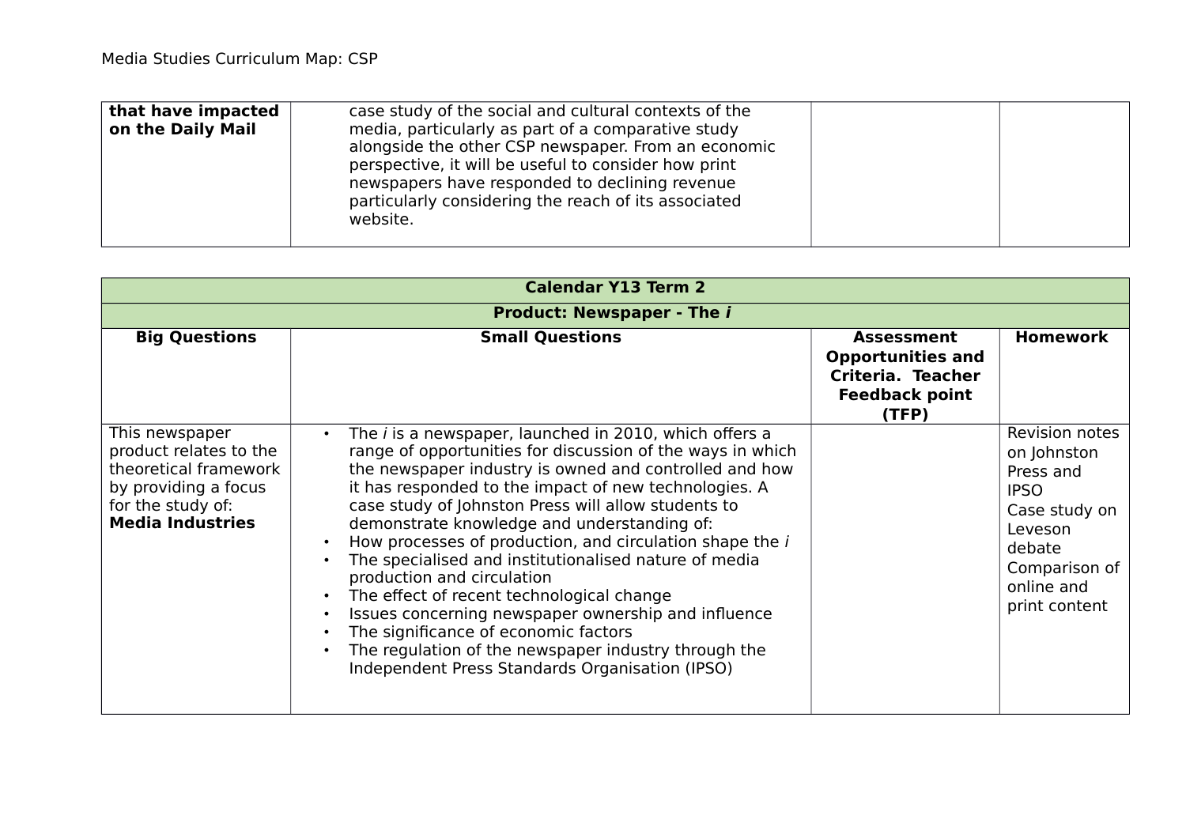| **that have impacted on the Daily Mail** | case study of the social and cultural contexts of the media, particularly as part of a comparative study alongside the other CSP newspaper. From an economic perspective, it will be useful to consider how print newspapers have responded to declining revenue particularly considering the reach of its associated website. | | |
|---|---|---|---|

| **Calendar Y13 Term 2** | | | |
|---|---|---|---|
| **Product: Newspaper - The *i*** | | | |
| **Big Questions** | **Small Questions** | **Assessment Opportunities and Criteria. Teacher Feedback point (TFP)** | **Homework** |
| This newspaper product relates to the theoretical framework by providing a focus for the study of: **Media Industries** | • The *i* is a newspaper, launched in 2010, which offers a range of opportunities for discussion of the ways in which the newspaper industry is owned and controlled and how it has responded to the impact of new technologies. A case study of Johnston Press will allow students to demonstrate knowledge and understanding of:<br>• How processes of production, and circulation shape the *i*<br>• The specialised and institutionalised nature of media production and circulation<br>• The effect of recent technological change<br>• Issues concerning newspaper ownership and influence<br>• The significance of economic factors<br>• The regulation of the newspaper industry through the Independent Press Standards Organisation (IPSO) | | Revision notes on Johnston Press and IPSO<br>Case study on Leveson debate<br>Comparison of online and print content |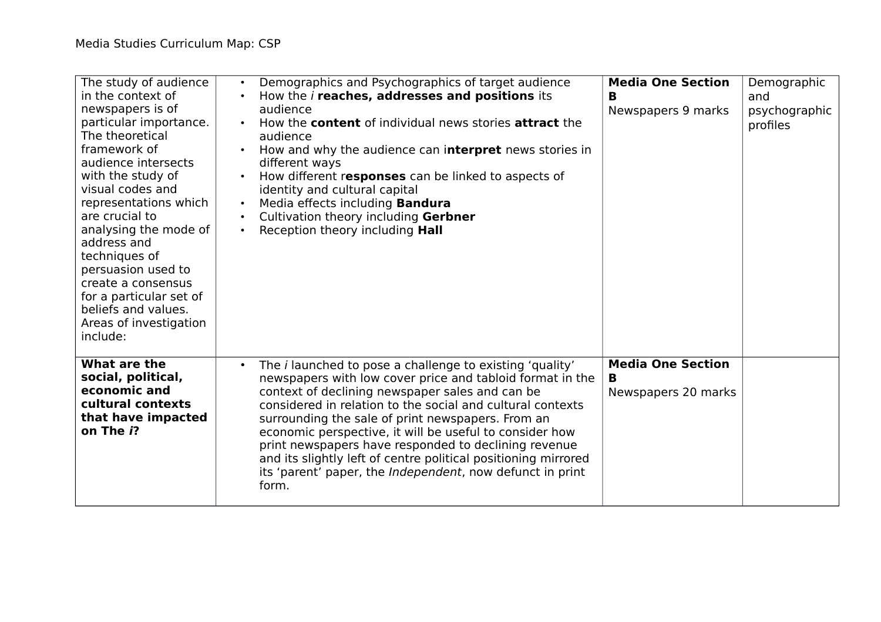| The study of audience in the context of newspapers is of particular importance. The theoretical framework of audience intersects with the study of visual codes and representations which are crucial to analysing the mode of address and techniques of persuasion used to create a consensus for a particular set of beliefs and values. Areas of investigation include: | • Demographics and Psychographics of target audience<br>• How the *i* **reaches, addresses and positions** its audience<br>• How the **content** of individual news stories **attract** the audience<br>• How and why the audience can i**nterpret** news stories in different ways<br>• How different r**esponses** can be linked to aspects of identity and cultural capital<br>• Media effects including **Bandura**<br>• Cultivation theory including **Gerbner**<br>• Reception theory including **Hall** | **Media One Section B**<br>Newspapers 9 marks | Demographic and psychographic profiles |
|---|---|---|---|
| **What are the social, political, economic and cultural contexts that have impacted on The *i*?** | • The *i* launched to pose a challenge to existing ‘quality’ newspapers with low cover price and tabloid format in the context of declining newspaper sales and can be considered in relation to the social and cultural contexts surrounding the sale of print newspapers. From an economic perspective, it will be useful to consider how print newspapers have responded to declining revenue and its slightly left of centre political positioning mirrored its ‘parent’ paper, the *Independent*, now defunct in print form. | **Media One Section B**<br>Newspapers 20 marks | |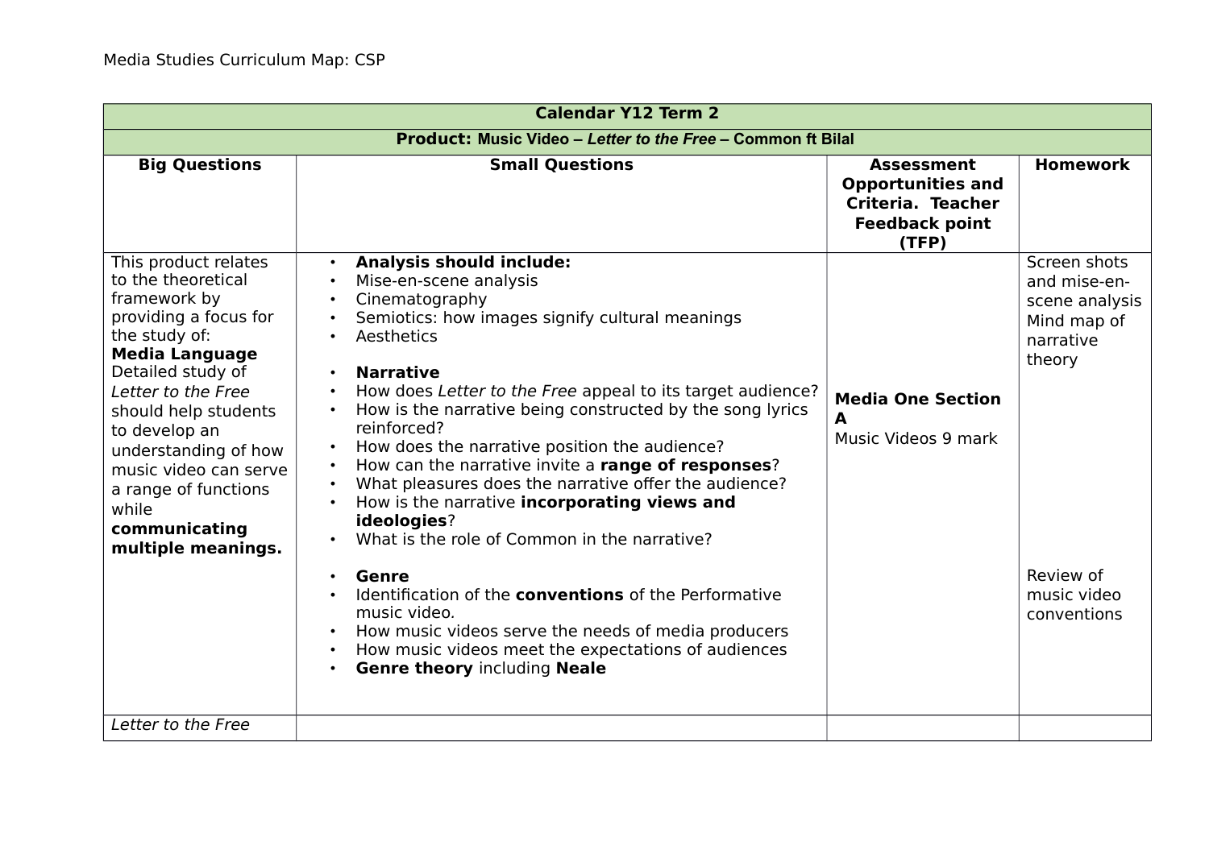Media Studies Curriculum Map: CSP

| Calendar Y12 Term 2 | | | |
|---|---|---|---|
| **Product: Music Video – *Letter to the Free* – Common ft Bilal** | | | |
| **Big Questions** | **Small Questions** | **Assessment Opportunities and Criteria. Teacher Feedback point (TFP)** | **Homework** |
| This product relates to the theoretical framework by providing a focus for the study of:<br>**Media Language**<br>Detailed study of *Letter to the Free* should help students to develop an understanding of how music video can serve a range of functions while **communicating multiple meanings.** | • **Analysis should include:**<br>• Mise-en-scene analysis<br>• Cinematography<br>• Semiotics: how images signify cultural meanings<br>• Aesthetics<br><br>• **Narrative**<br>• How does *Letter to the Free* appeal to its target audience?<br>• How is the narrative being constructed by the song lyrics reinforced?<br>• How does the narrative position the audience?<br>• How can the narrative invite a **range of responses**?<br>• What pleasures does the narrative offer the audience?<br>• How is the narrative **incorporating views and ideologies**?<br>• What is the role of Common in the narrative?<br><br>• **Genre**<br>• Identification of the **conventions** of the Performative music video.<br>• How music videos serve the needs of media producers<br>• How music videos meet the expectations of audiences<br>• **Genre theory** including **Neale** | **Media One Section A**<br>Music Videos 9 mark | Screen shots and mise-en-scene analysis<br>Mind map of narrative theory<br><br>Review of music video conventions |
| *Letter to the Free* | | | |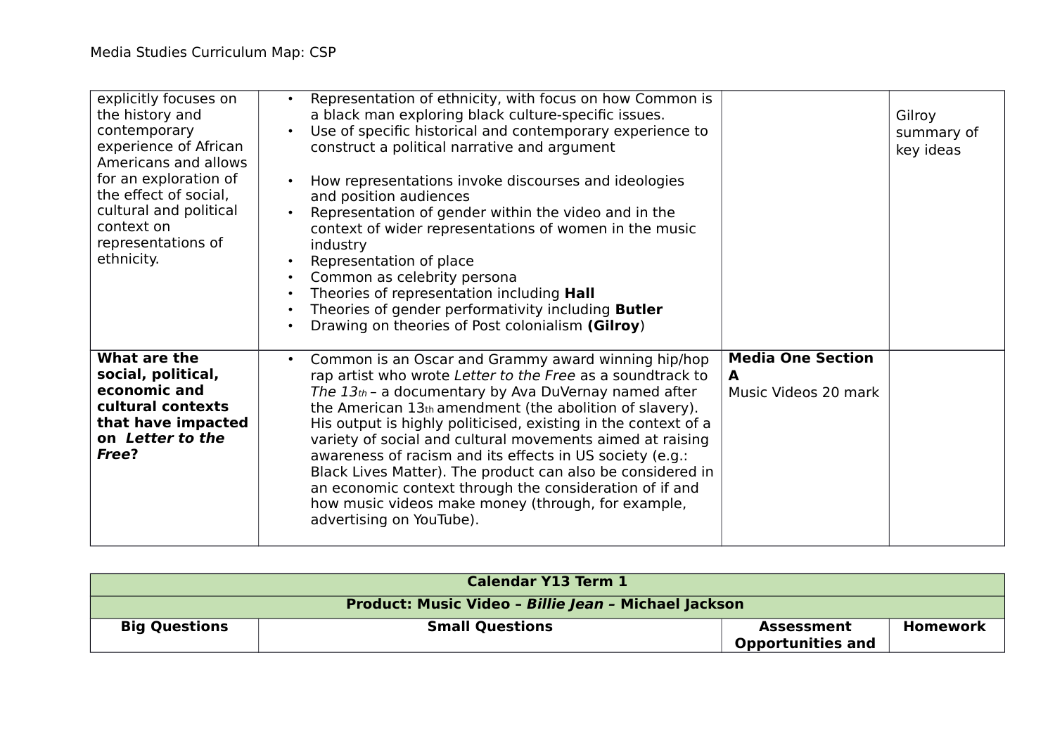| | | | |
|---|---|---|---|
| explicitly focuses on the history and contemporary experience of African Americans and allows for an exploration of the effect of social, cultural and political context on representations of ethnicity. | • Representation of ethnicity, with focus on how Common is a black man exploring black culture-specific issues.<br>• Use of specific historical and contemporary experience to construct a political narrative and argument<br><br>• How representations invoke discourses and ideologies and position audiences<br>• Representation of gender within the video and in the context of wider representations of women in the music industry<br>• Representation of place<br>• Common as celebrity persona<br>• Theories of representation including **Hall**<br>• Theories of gender performativity including **Butler**<br>• Drawing on theories of Post colonialism **(Gilroy**) | | Gilroy summary of key ideas |
| **What are the social, political, economic and cultural contexts that have impacted on *Letter to the Free*?** | • Common is an Oscar and Grammy award winning hip/hop rap artist who wrote *Letter to the Free* as a soundtrack to *The 13th* – a documentary by Ava DuVernay named after the American 13th amendment (the abolition of slavery). His output is highly politicised, existing in the context of a variety of social and cultural movements aimed at raising awareness of racism and its effects in US society (e.g.: Black Lives Matter). The product can also be considered in an economic context through the consideration of if and how music videos make money (through, for example, advertising on YouTube). | **Media One Section A**<br>Music Videos 20 mark | |

| **Calendar Y13 Term 1** | | | |
|---|---|---|---|
| **Product: Music Video – *Billie Jean* – Michael Jackson** | | | |
| **Big Questions** | **Small Questions** | **Assessment Opportunities and** | **Homework** |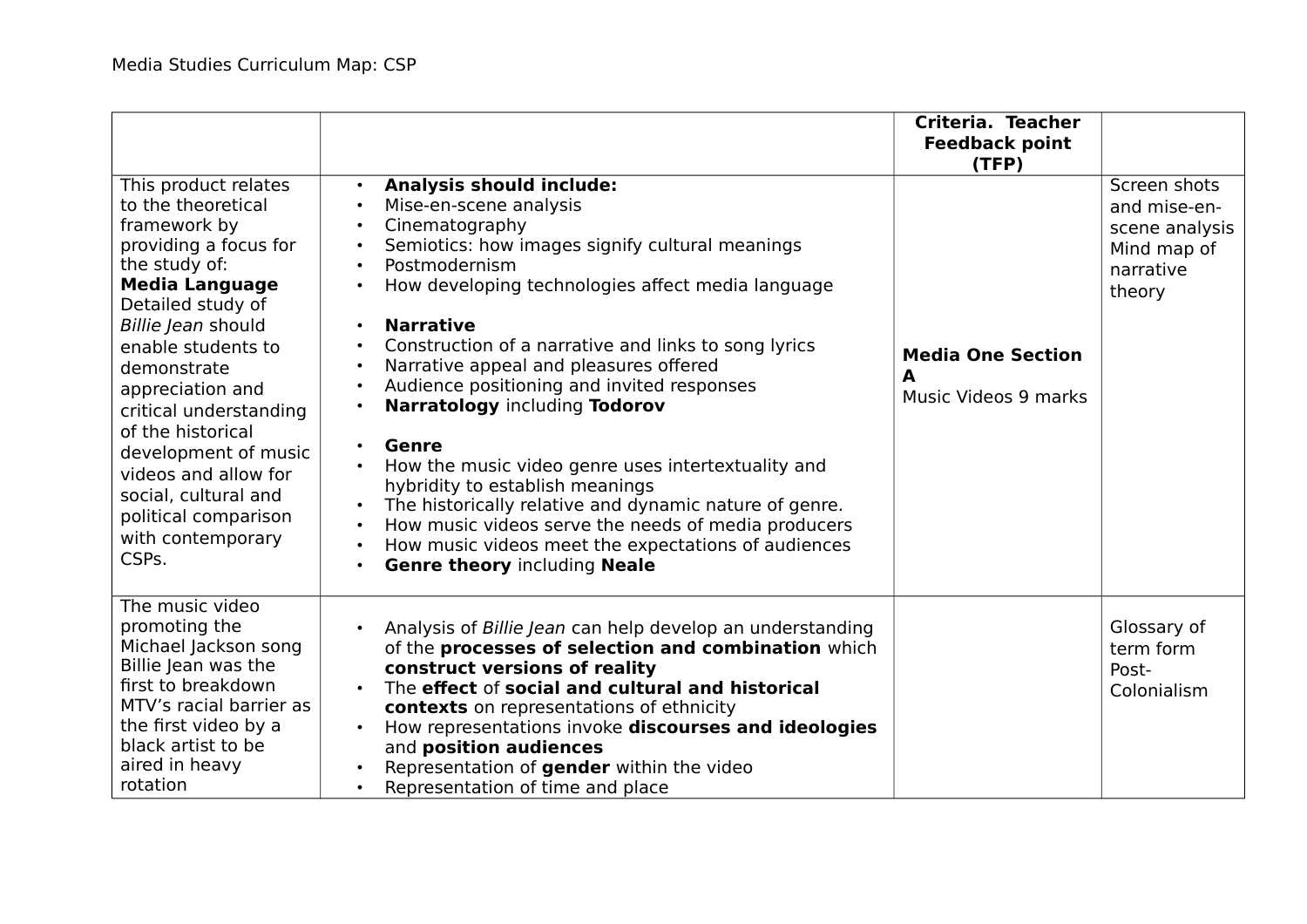Media Studies Curriculum Map: CSP

| | | **Criteria. Teacher Feedback point (TFP)** | |
|---|---|---|---|
| This product relates to the theoretical framework by providing a focus for the study of:<br>**Media Language**<br>Detailed study of *Billie Jean* should enable students to demonstrate appreciation and critical understanding of the historical development of music videos and allow for social, cultural and political comparison with contemporary CSPs. | • **Analysis should include:**<br>• Mise-en-scene analysis<br>• Cinematography<br>• Semiotics: how images signify cultural meanings<br>• Postmodernism<br>• How developing technologies affect media language<br><br>• **Narrative**<br>• Construction of a narrative and links to song lyrics<br>• Narrative appeal and pleasures offered<br>• Audience positioning and invited responses<br>• **Narratology** including **Todorov**<br><br>• **Genre**<br>• How the music video genre uses intertextuality and hybridity to establish meanings<br>• The historically relative and dynamic nature of genre.<br>• How music videos serve the needs of media producers<br>• How music videos meet the expectations of audiences<br>• **Genre theory** including **Neale** | **Media One Section A**<br>Music Videos 9 marks | Screen shots and mise-en-scene analysis<br>Mind map of narrative theory |
| The music video promoting the Michael Jackson song Billie Jean was the first to breakdown MTV's racial barrier as the first video by a black artist to be aired in heavy rotation | • Analysis of *Billie Jean* can help develop an understanding of the **processes of selection and combination** which **construct versions of reality**<br>• The **effect** of **social and cultural and historical contexts** on representations of ethnicity<br>• How representations invoke **discourses and ideologies** and **position audiences**<br>• Representation of **gender** within the video<br>• Representation of time and place | | Glossary of term form Post-Colonialism |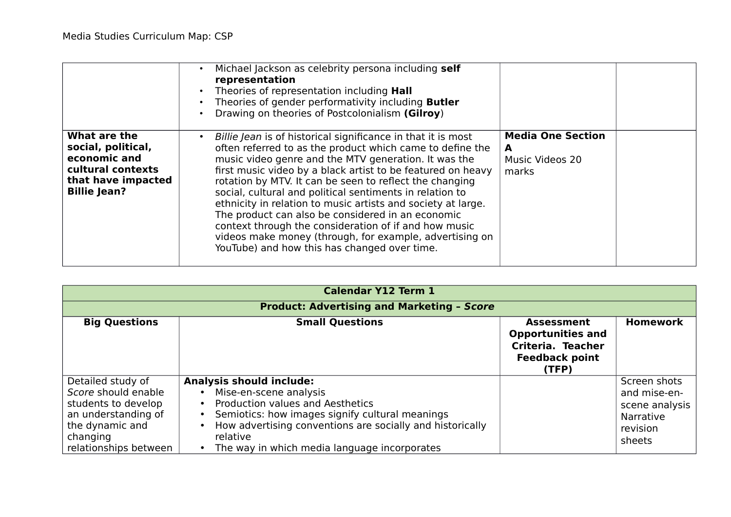| | | | |
|---|---|---|---|
| | • Michael Jackson as celebrity persona including **self representation**<br>• Theories of representation including **Hall**<br>• Theories of gender performativity including **Butler**<br>• Drawing on theories of Postcolonialism **(Gilroy**) | | |
| **What are the social, political, economic and cultural contexts that have impacted Billie Jean?** | • *Billie Jean* is of historical significance in that it is most often referred to as the product which came to define the music video genre and the MTV generation. It was the first music video by a black artist to be featured on heavy rotation by MTV. It can be seen to reflect the changing social, cultural and political sentiments in relation to ethnicity in relation to music artists and society at large. The product can also be considered in an economic context through the consideration of if and how music videos make money (through, for example, advertising on YouTube) and how this has changed over time. | **Media One Section A**<br>Music Videos 20 marks | |

| **Calendar Y12 Term 1** | | | |
|---|---|---|---|
| **Product: Advertising and Marketing – *Score*** | | | |
| **Big Questions** | **Small Questions** | **Assessment Opportunities and Criteria. Teacher Feedback point (TFP)** | **Homework** |
| Detailed study of *Score* should enable students to develop an understanding of the dynamic and changing relationships between | **Analysis should include:**<br>• Mise-en-scene analysis<br>• Production values and Aesthetics<br>• Semiotics: how images signify cultural meanings<br>• How advertising conventions are socially and historically relative<br>• The way in which media language incorporates | | Screen shots and mise-en-scene analysis<br>Narrative revision sheets |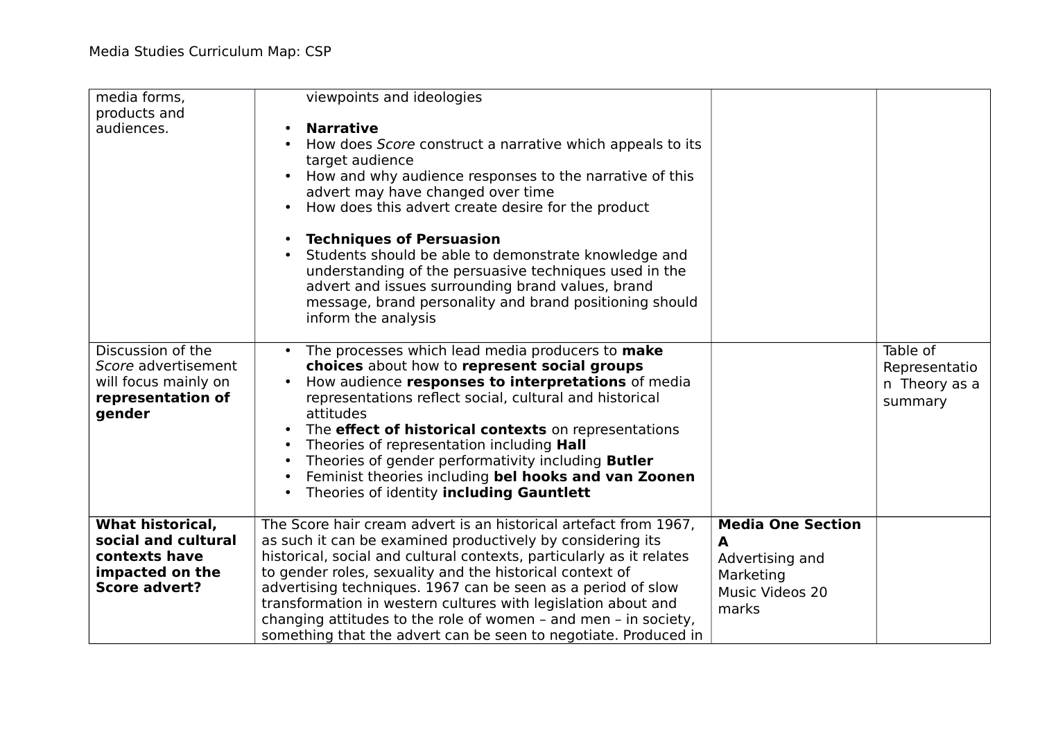| | | | |
|---|---|---|---|
| media forms, products and audiences. | viewpoints and ideologies<br><br>• **Narrative**<br>• How does *Score* construct a narrative which appeals to its target audience<br>• How and why audience responses to the narrative of this advert may have changed over time<br>• How does this advert create desire for the product<br><br>• **Techniques of Persuasion**<br>• Students should be able to demonstrate knowledge and understanding of the persuasive techniques used in the advert and issues surrounding brand values, brand message, brand personality and brand positioning should inform the analysis | | |
| Discussion of the *Score* advertisement will focus mainly on **representation of gender** | • The processes which lead media producers to **make choices** about how to **represent social groups**<br>• How audience **responses to interpretations** of media representations reflect social, cultural and historical attitudes<br>• The **effect of historical contexts** on representations<br>• Theories of representation including **Hall**<br>• Theories of gender performativity including **Butler**<br>• Feminist theories including **bel hooks and van Zoonen**<br>• Theories of identity **including Gauntlett** | | Table of Representation Theory as a summary |
| **What historical, social and cultural contexts have impacted on the Score advert?** | The Score hair cream advert is an historical artefact from 1967, as such it can be examined productively by considering its historical, social and cultural contexts, particularly as it relates to gender roles, sexuality and the historical context of advertising techniques. 1967 can be seen as a period of slow transformation in western cultures with legislation about and changing attitudes to the role of women – and men – in society, something that the advert can be seen to negotiate. Produced in | **Media One Section A**<br>Advertising and Marketing<br>Music Videos 20 marks | |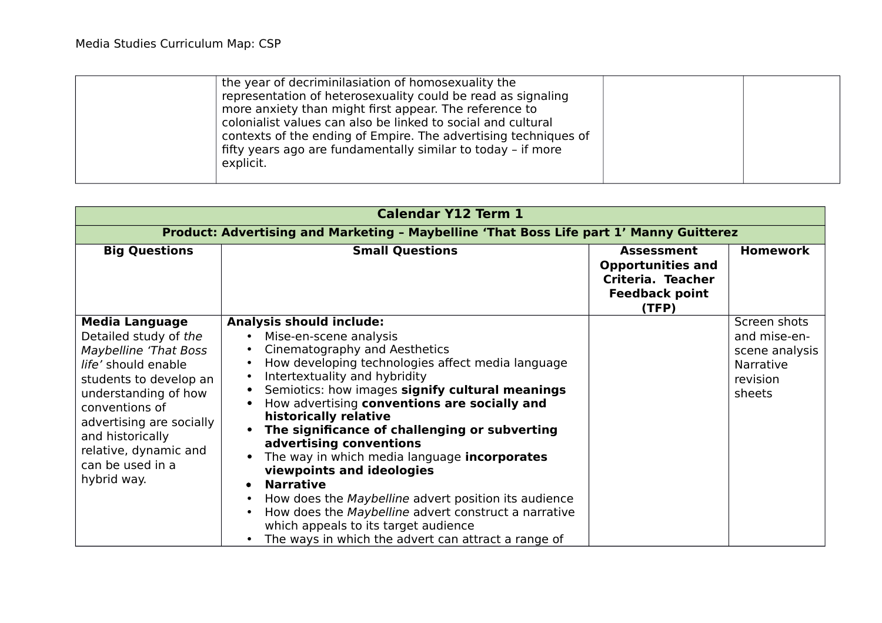| | the year of decriminilasiation of homosexuality the representation of heterosexuality could be read as signaling more anxiety than might first appear. The reference to colonialist values can also be linked to social and cultural contexts of the ending of Empire. The advertising techniques of fifty years ago are fundamentally similar to today – if more explicit. | | |
|---|---|---|---|

| **Calendar Y12 Term 1** | | | |
|---|---|---|---|
| **Product: Advertising and Marketing – Maybelline ‘That Boss Life part 1’ Manny Guitterez** | | | |
| **Big Questions** | **Small Questions** | **Assessment Opportunities and Criteria. Teacher Feedback point (TFP)** | **Homework** |
| **Media Language**<br>Detailed study of *the Maybelline ‘That Boss life’* should enable students to develop an understanding of how conventions of advertising are socially and historically relative, dynamic and can be used in a hybrid way. | **Analysis should include:**<br>• Mise-en-scene analysis<br>• Cinematography and Aesthetics<br>• How developing technologies affect media language<br>• Intertextuality and hybridity<br>• Semiotics: how images **signify cultural meanings**<br>• How advertising **conventions are socially and historically relative**<br>• **The significance of challenging or subverting advertising conventions**<br>• The way in which media language **incorporates viewpoints and ideologies**<br>• **Narrative**<br>• How does the *Maybelline* advert position its audience<br>• How does the *Maybelline* advert construct a narrative which appeals to its target audience<br>• The ways in which the advert can attract a range of | | Screen shots and mise-en-scene analysis<br>Narrative revision sheets |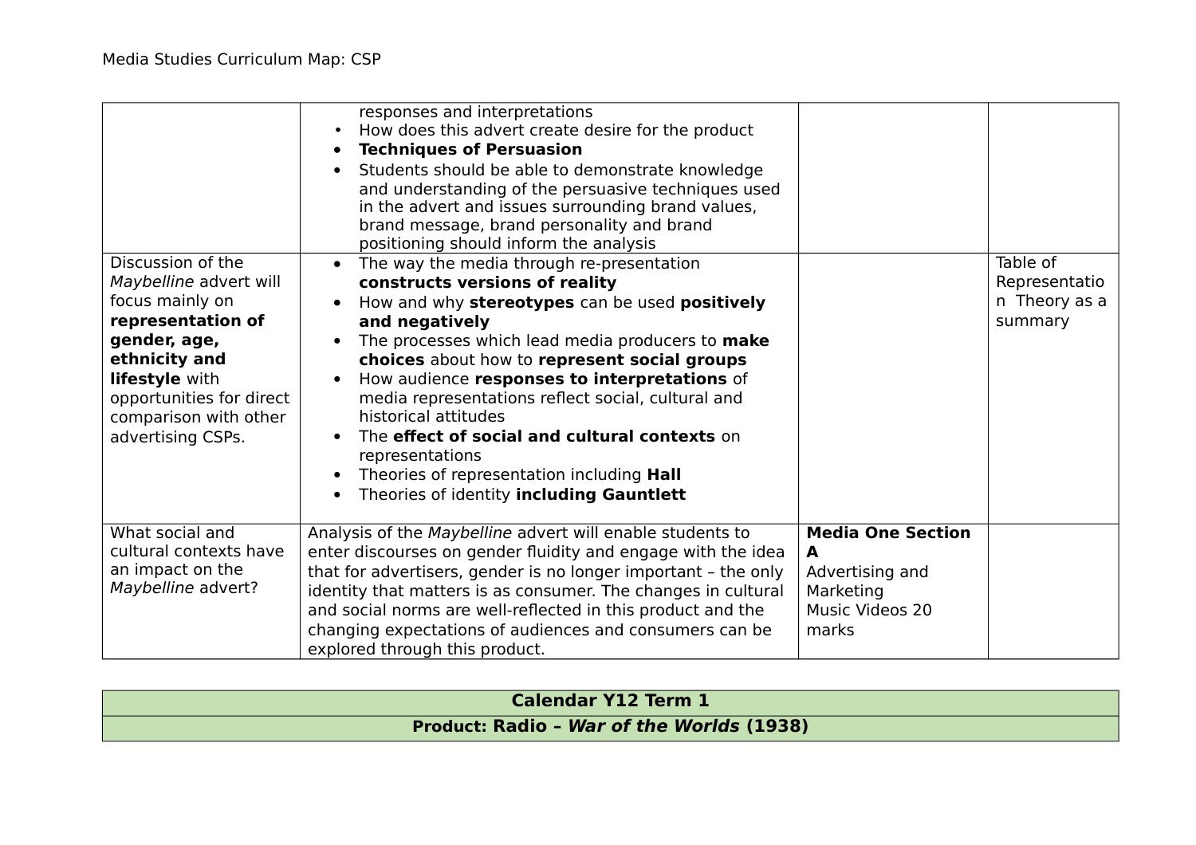| | | | |
|---|---|---|---|
| | responses and interpretations<br>• How does this advert create desire for the product<br>• **Techniques of Persuasion**<br>• Students should be able to demonstrate knowledge and understanding of the persuasive techniques used in the advert and issues surrounding brand values, brand message, brand personality and brand positioning should inform the analysis | | |
| Discussion of the *Maybelline* advert will focus mainly on **representation of gender, age, ethnicity and lifestyle** with opportunities for direct comparison with other advertising CSPs. | • The way the media through re-presentation **constructs versions of reality**<br>• How and why **stereotypes** can be used **positively and negatively**<br>• The processes which lead media producers to **make choices** about how to **represent social groups**<br>• How audience **responses to interpretations** of media representations reflect social, cultural and historical attitudes<br>• The **effect of social and cultural contexts** on representations<br>• Theories of representation including **Hall**<br>• Theories of identity **including Gauntlett** | | Table of Representation Theory as a summary |
| What social and cultural contexts have an impact on the *Maybelline* advert? | Analysis of the *Maybelline* advert will enable students to enter discourses on gender fluidity and engage with the idea that for advertisers, gender is no longer important – the only identity that matters is as consumer. The changes in cultural and social norms are well-reflected in this product and the changing expectations of audiences and consumers can be explored through this product. | **Media One Section A**<br>Advertising and Marketing<br>Music Videos 20 marks | |

| **Calendar Y12 Term 1** |
|---|
| **Product: Radio – *War of the Worlds* (1938)** |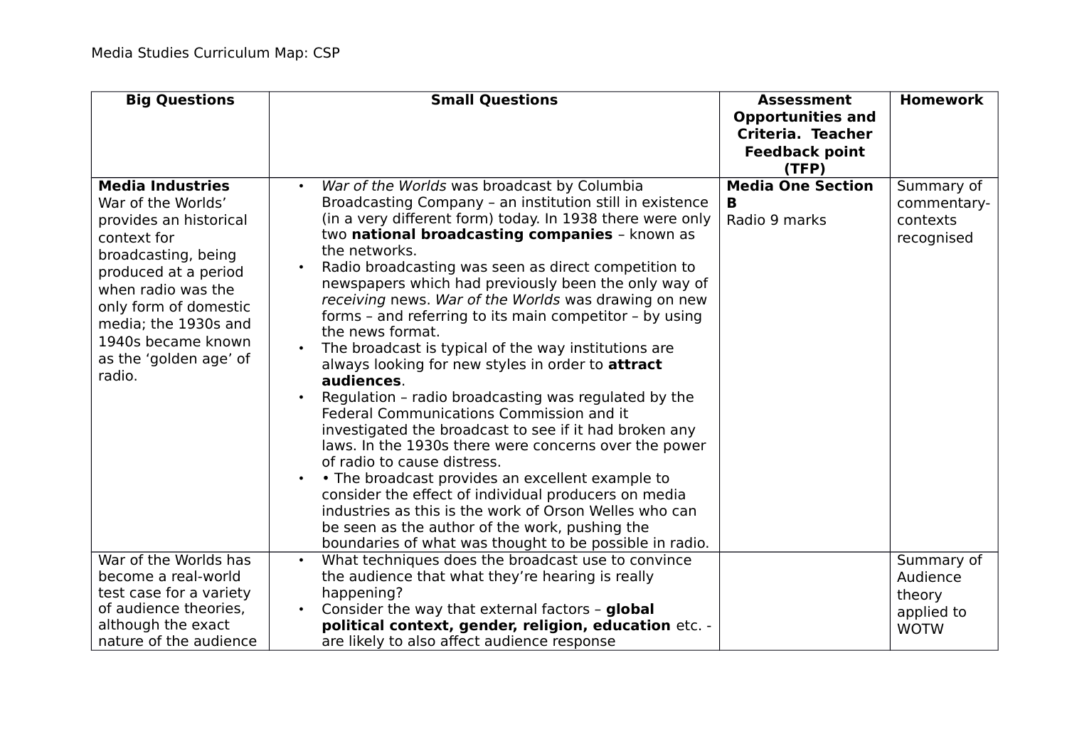Media Studies Curriculum Map: CSP

| Big Questions | Small Questions | Assessment Opportunities and Criteria. Teacher Feedback point (TFP) | Homework |
|---|---|---|---|
| **Media Industries**<br>War of the Worlds' provides an historical context for broadcasting, being produced at a period when radio was the only form of domestic media; the 1930s and 1940s became known as the 'golden age' of radio. | • *War of the Worlds* was broadcast by Columbia Broadcasting Company – an institution still in existence (in a very different form) today. In 1938 there were only two **national broadcasting companies** – known as the networks.<br>• Radio broadcasting was seen as direct competition to newspapers which had previously been the only way of *receiving* news. *War of the Worlds* was drawing on new forms – and referring to its main competitor – by using the news format.<br>• The broadcast is typical of the way institutions are always looking for new styles in order to **attract audiences**.<br>• Regulation – radio broadcasting was regulated by the Federal Communications Commission and it investigated the broadcast to see if it had broken any laws. In the 1930s there were concerns over the power of radio to cause distress.<br>• • The broadcast provides an excellent example to consider the effect of individual producers on media industries as this is the work of Orson Welles who can be seen as the author of the work, pushing the boundaries of what was thought to be possible in radio. | **Media One Section B**<br>Radio 9 marks | Summary of commentary-contexts recognised |
| War of the Worlds has become a real-world test case for a variety of audience theories, although the exact nature of the audience | • What techniques does the broadcast use to convince the audience that what they're hearing is really happening?<br>• Consider the way that external factors – **global political context, gender, religion, education** etc. - are likely to also affect audience response | | Summary of Audience theory applied to WOTW |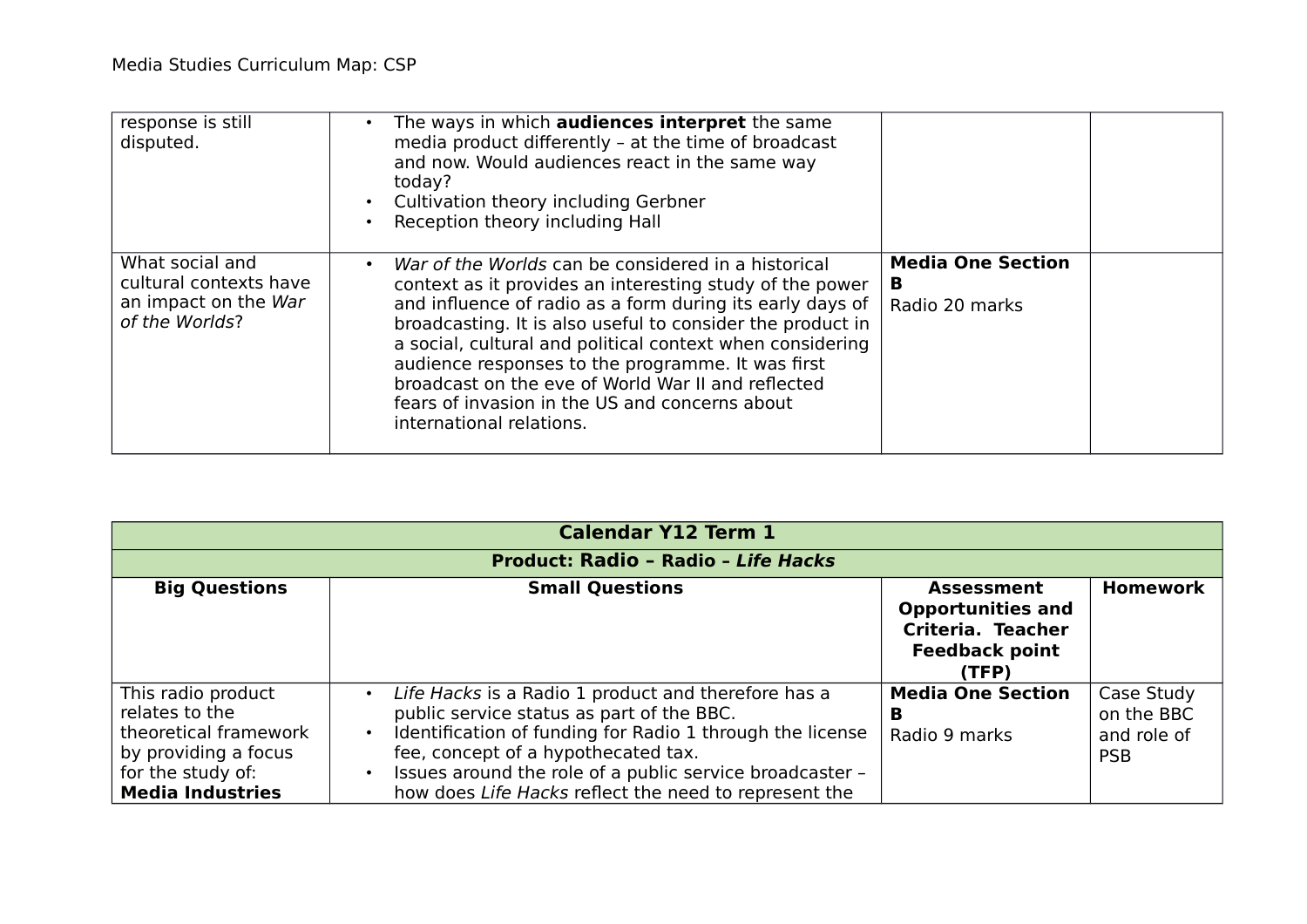| | | | |
|---|---|---|---|
| response is still disputed. | • The ways in which **audiences interpret** the same media product differently – at the time of broadcast and now. Would audiences react in the same way today?<br>• Cultivation theory including Gerbner<br>• Reception theory including Hall | | |
| What social and cultural contexts have an impact on the *War of the Worlds*? | • *War of the Worlds* can be considered in a historical context as it provides an interesting study of the power and influence of radio as a form during its early days of broadcasting. It is also useful to consider the product in a social, cultural and political context when considering audience responses to the programme. It was first broadcast on the eve of World War II and reflected fears of invasion in the US and concerns about international relations. | **Media One Section B**<br>Radio 20 marks | |

| **Calendar Y12 Term 1** | | | |
|---|---|---|---|
| **Product: Radio – Radio – *Life Hacks*** | | | |
| **Big Questions** | **Small Questions** | **Assessment Opportunities and Criteria. Teacher Feedback point (TFP)** | **Homework** |
| This radio product relates to the theoretical framework by providing a focus for the study of: **Media Industries** | • *Life Hacks* is a Radio 1 product and therefore has a public service status as part of the BBC.<br>• Identification of funding for Radio 1 through the license fee, concept of a hypothecated tax.<br>• Issues around the role of a public service broadcaster – how does *Life Hacks* reflect the need to represent the | **Media One Section B**<br>Radio 9 marks | Case Study on the BBC and role of PSB |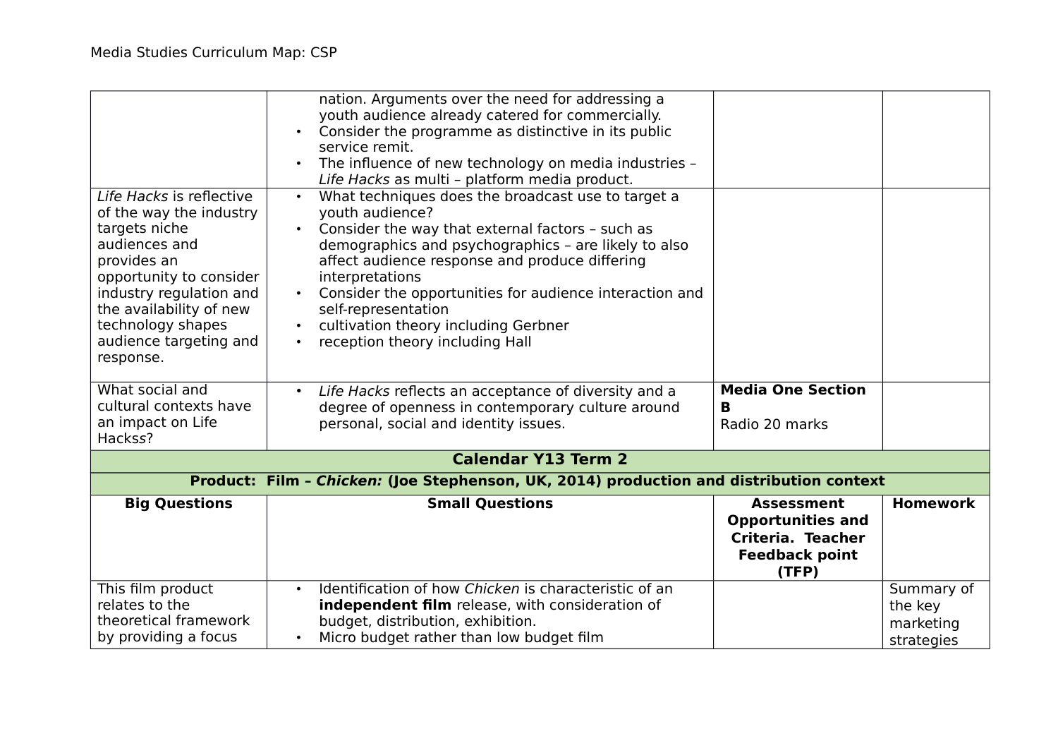| | | | |
|---|---|---|---|
| | nation. Arguments over the need for addressing a youth audience already catered for commercially.<br>• Consider the programme as distinctive in its public service remit.<br>• The influence of new technology on media industries – *Life Hacks* as multi – platform media product. | | |
| *Life Hacks* is reflective of the way the industry targets niche audiences and provides an opportunity to consider industry regulation and the availability of new technology shapes audience targeting and response. | • What techniques does the broadcast use to target a youth audience?<br>• Consider the way that external factors – such as demographics and psychographics – are likely to also affect audience response and produce differing interpretations<br>• Consider the opportunities for audience interaction and self-representation<br>• cultivation theory including Gerbner<br>• reception theory including Hall | | |
| What social and cultural contexts have an impact on Life Hackss? | • *Life Hacks* reflects an acceptance of diversity and a degree of openness in contemporary culture around personal, social and identity issues. | **Media One Section B**<br>Radio 20 marks | |
| **Calendar Y13 Term 2** | | | |
| **Product: Film – *Chicken:* (Joe Stephenson, UK, 2014) production and distribution context** | | | |
| **Big Questions** | **Small Questions** | **Assessment Opportunities and Criteria. Teacher Feedback point (TFP)** | **Homework** |
| This film product relates to the theoretical framework by providing a focus | • Identification of how *Chicken* is characteristic of an **independent film** release, with consideration of budget, distribution, exhibition.<br>• Micro budget rather than low budget film | | Summary of the key marketing strategies |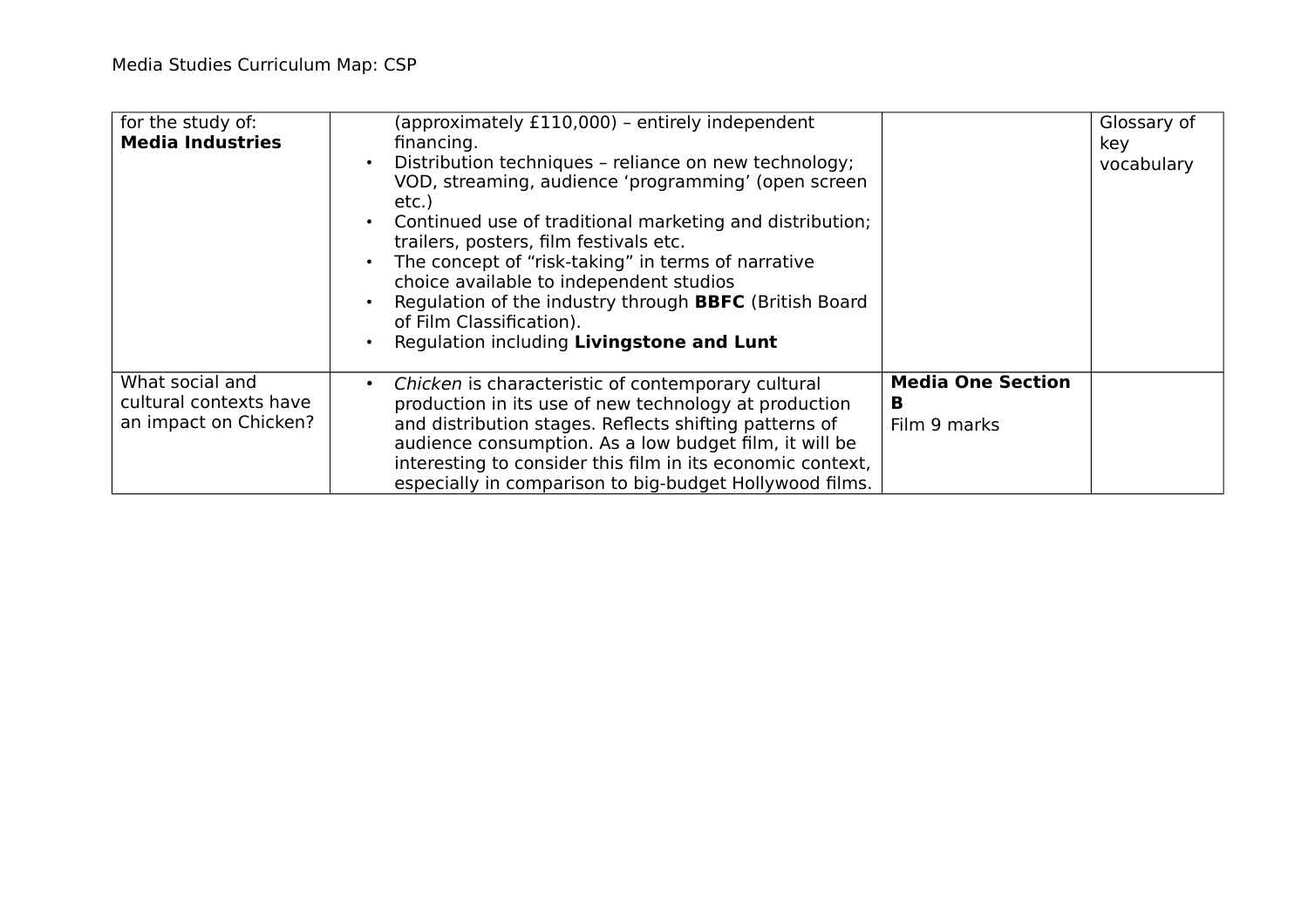| | | | |
|---|---|---|---|
| for the study of: **Media Industries** | (approximately £110,000) – entirely independent financing.<br>• Distribution techniques – reliance on new technology; VOD, streaming, audience 'programming' (open screen etc.)<br>• Continued use of traditional marketing and distribution; trailers, posters, film festivals etc.<br>• The concept of "risk-taking" in terms of narrative choice available to independent studios<br>• Regulation of the industry through **BBFC** (British Board of Film Classification).<br>• Regulation including **Livingstone and Lunt** | | Glossary of key vocabulary |
| What social and cultural contexts have an impact on Chicken? | • *Chicken* is characteristic of contemporary cultural production in its use of new technology at production and distribution stages. Reflects shifting patterns of audience consumption. As a low budget film, it will be interesting to consider this film in its economic context, especially in comparison to big-budget Hollywood films. | **Media One Section B**<br>Film 9 marks | |